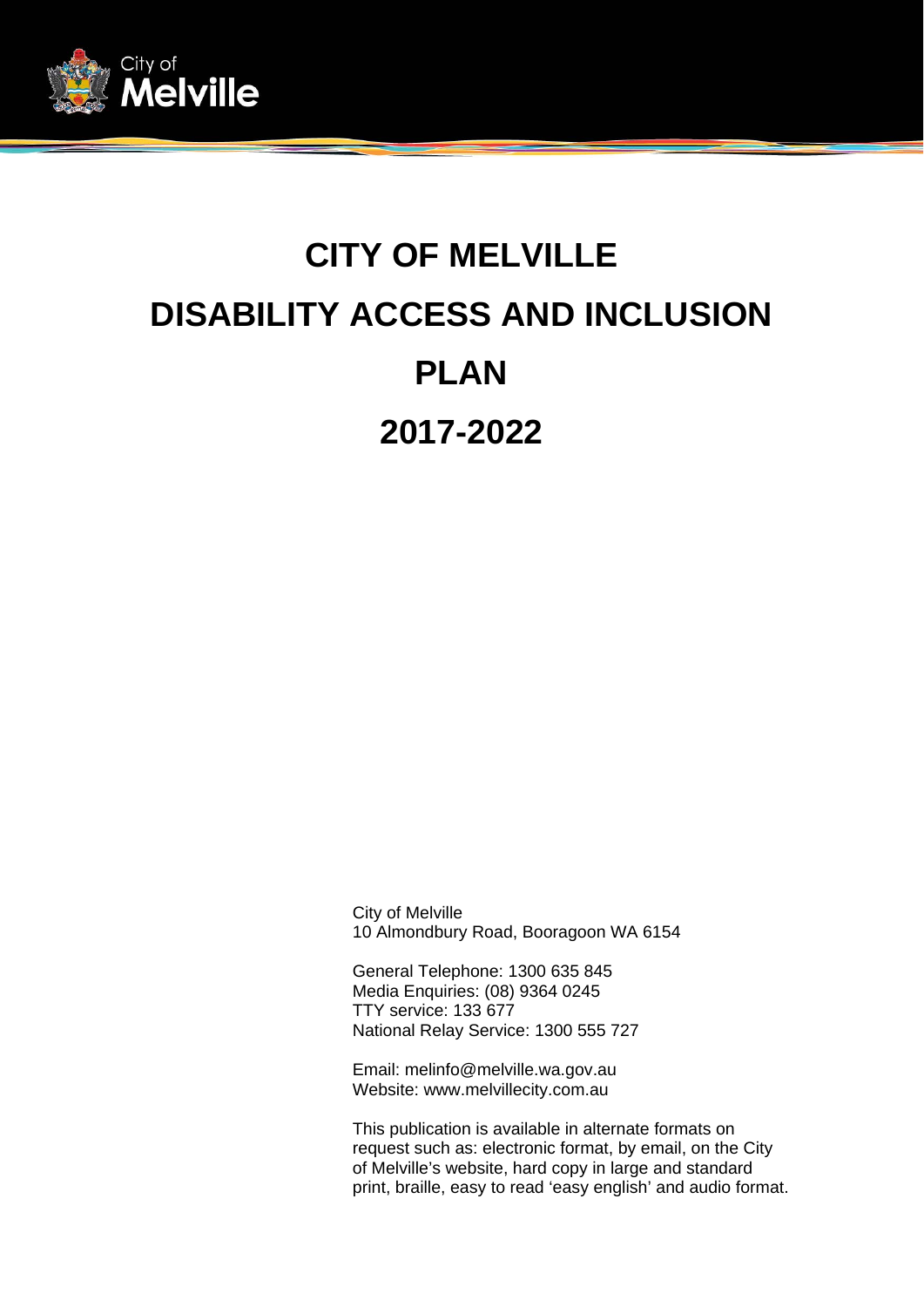# CITY OF MELVILLE

# DISABILITY ACCESS AND INCLUSION PLAN

# 2017-2022

City of Melville
10 Almondbury Road, Booragoon WA 6154

General Telephone: 1300 635 845
Media Enquiries: (08) 9364 0245
TTY service: 133 677
National Relay Service: 1300 555 727

Email: melinfo@melville.wa.gov.au
Website: www.melvillecity.com.au

This publication is available in alternate formats on request such as: electronic format, by email, on the City of Melville's website, hard copy in large and standard print, braille, easy to read 'easy english' and audio format.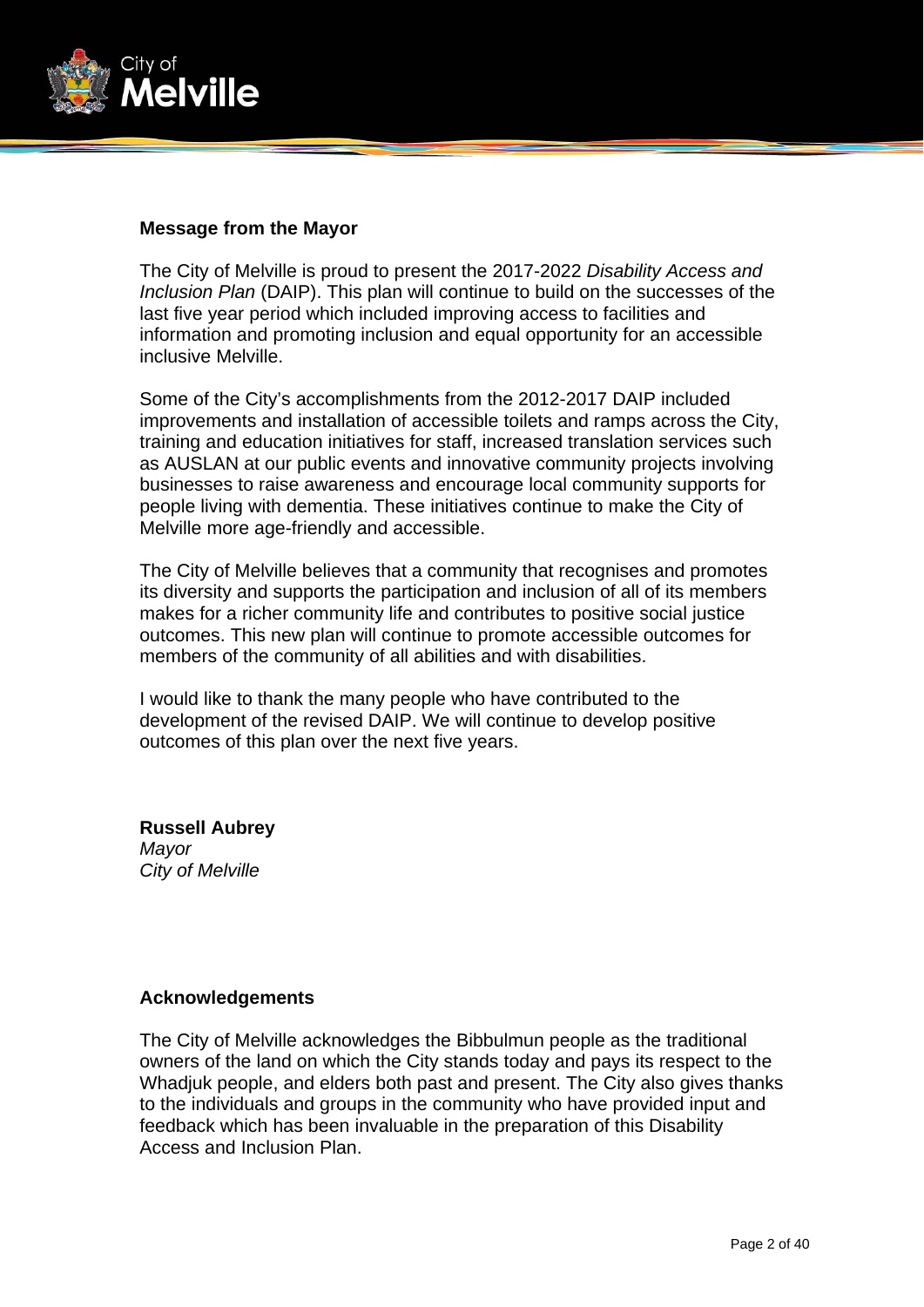## Message from the Mayor

The City of Melville is proud to present the 2017-2022 *Disability Access and Inclusion Plan* (DAIP). This plan will continue to build on the successes of the last five year period which included improving access to facilities and information and promoting inclusion and equal opportunity for an accessible inclusive Melville.

Some of the City's accomplishments from the 2012-2017 DAIP included improvements and installation of accessible toilets and ramps across the City, training and education initiatives for staff, increased translation services such as AUSLAN at our public events and innovative community projects involving businesses to raise awareness and encourage local community supports for people living with dementia. These initiatives continue to make the City of Melville more age-friendly and accessible.

The City of Melville believes that a community that recognises and promotes its diversity and supports the participation and inclusion of all of its members makes for a richer community life and contributes to positive social justice outcomes. This new plan will continue to promote accessible outcomes for members of the community of all abilities and with disabilities.

I would like to thank the many people who have contributed to the development of the revised DAIP. We will continue to develop positive outcomes of this plan over the next five years.

**Russell Aubrey**
*Mayor*
*City of Melville*

## Acknowledgements

The City of Melville acknowledges the Bibbulmun people as the traditional owners of the land on which the City stands today and pays its respect to the Whadjuk people, and elders both past and present. The City also gives thanks to the individuals and groups in the community who have provided input and feedback which has been invaluable in the preparation of this Disability Access and Inclusion Plan.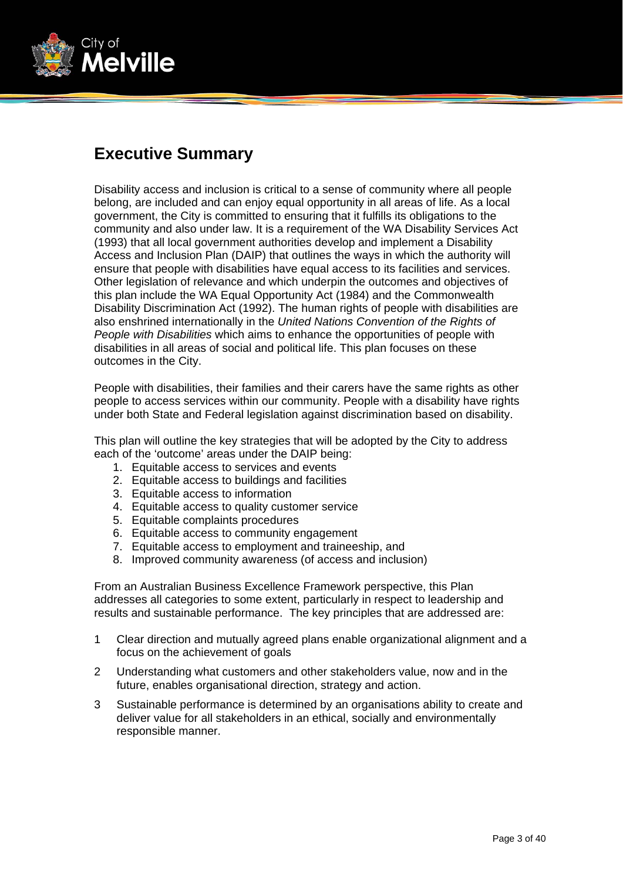## Executive Summary

Disability access and inclusion is critical to a sense of community where all people belong, are included and can enjoy equal opportunity in all areas of life. As a local government, the City is committed to ensuring that it fulfills its obligations to the community and also under law. It is a requirement of the WA Disability Services Act (1993) that all local government authorities develop and implement a Disability Access and Inclusion Plan (DAIP) that outlines the ways in which the authority will ensure that people with disabilities have equal access to its facilities and services. Other legislation of relevance and which underpin the outcomes and objectives of this plan include the WA Equal Opportunity Act (1984) and the Commonwealth Disability Discrimination Act (1992). The human rights of people with disabilities are also enshrined internationally in the *United Nations Convention of the Rights of People with Disabilities* which aims to enhance the opportunities of people with disabilities in all areas of social and political life. This plan focuses on these outcomes in the City.

People with disabilities, their families and their carers have the same rights as other people to access services within our community. People with a disability have rights under both State and Federal legislation against discrimination based on disability.

This plan will outline the key strategies that will be adopted by the City to address each of the 'outcome' areas under the DAIP being:

1. Equitable access to services and events
2. Equitable access to buildings and facilities
3. Equitable access to information
4. Equitable access to quality customer service
5. Equitable complaints procedures
6. Equitable access to community engagement
7. Equitable access to employment and traineeship, and
8. Improved community awareness (of access and inclusion)

From an Australian Business Excellence Framework perspective, this Plan addresses all categories to some extent, particularly in respect to leadership and results and sustainable performance. The key principles that are addressed are:

1 Clear direction and mutually agreed plans enable organizational alignment and a focus on the achievement of goals

2 Understanding what customers and other stakeholders value, now and in the future, enables organisational direction, strategy and action.

3 Sustainable performance is determined by an organisations ability to create and deliver value for all stakeholders in an ethical, socially and environmentally responsible manner.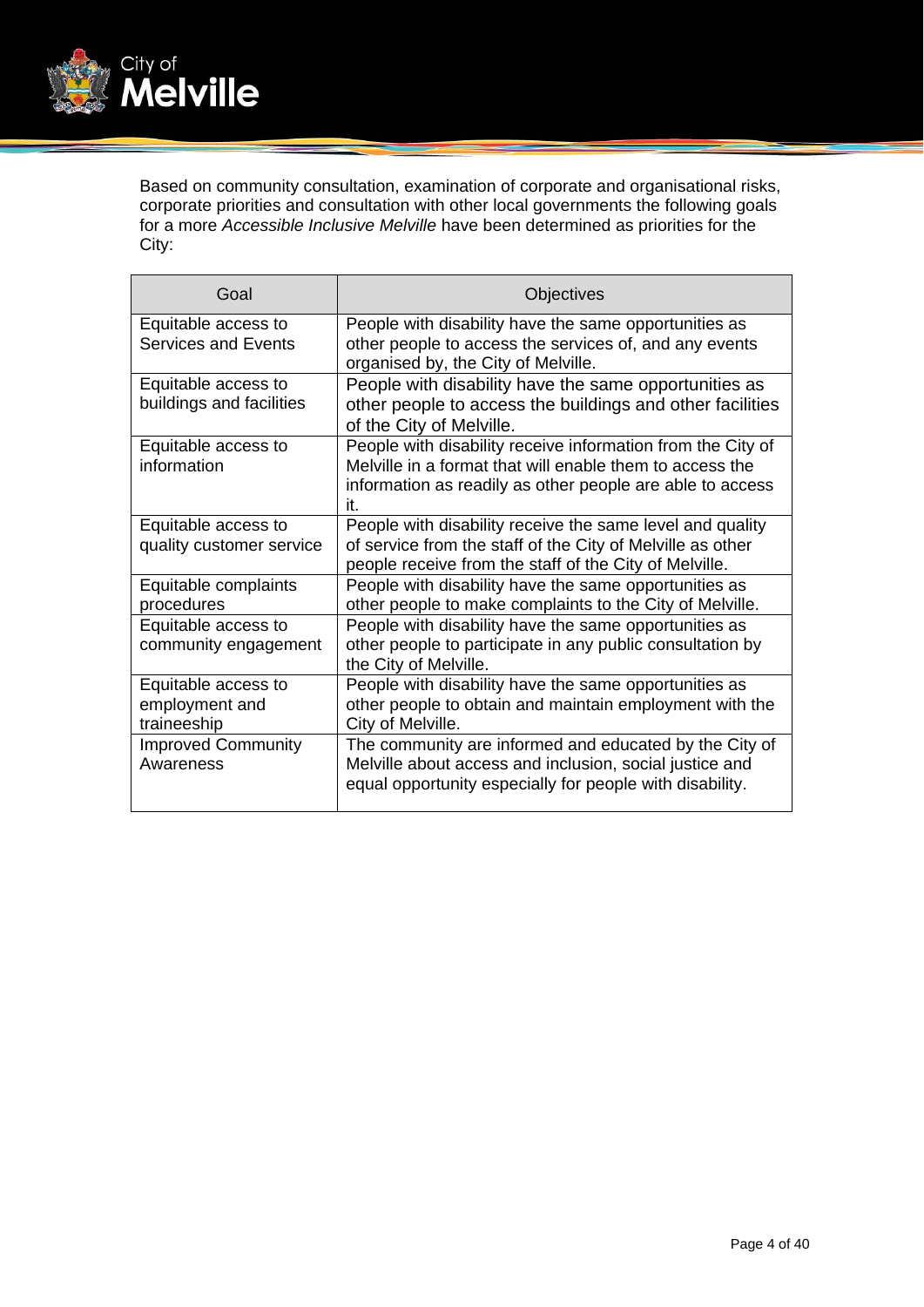Based on community consultation, examination of corporate and organisational risks, corporate priorities and consultation with other local governments the following goals for a more *Accessible Inclusive Melville* have been determined as priorities for the City:

| Goal | Objectives |
|---|---|
| Equitable access to Services and Events | People with disability have the same opportunities as other people to access the services of, and any events organised by, the City of Melville. |
| Equitable access to buildings and facilities | People with disability have the same opportunities as other people to access the buildings and other facilities of the City of Melville. |
| Equitable access to information | People with disability receive information from the City of Melville in a format that will enable them to access the information as readily as other people are able to access it. |
| Equitable access to quality customer service | People with disability receive the same level and quality of service from the staff of the City of Melville as other people receive from the staff of the City of Melville. |
| Equitable complaints procedures | People with disability have the same opportunities as other people to make complaints to the City of Melville. |
| Equitable access to community engagement | People with disability have the same opportunities as other people to participate in any public consultation by the City of Melville. |
| Equitable access to employment and traineeship | People with disability have the same opportunities as other people to obtain and maintain employment with the City of Melville. |
| Improved Community Awareness | The community are informed and educated by the City of Melville about access and inclusion, social justice and equal opportunity especially for people with disability. |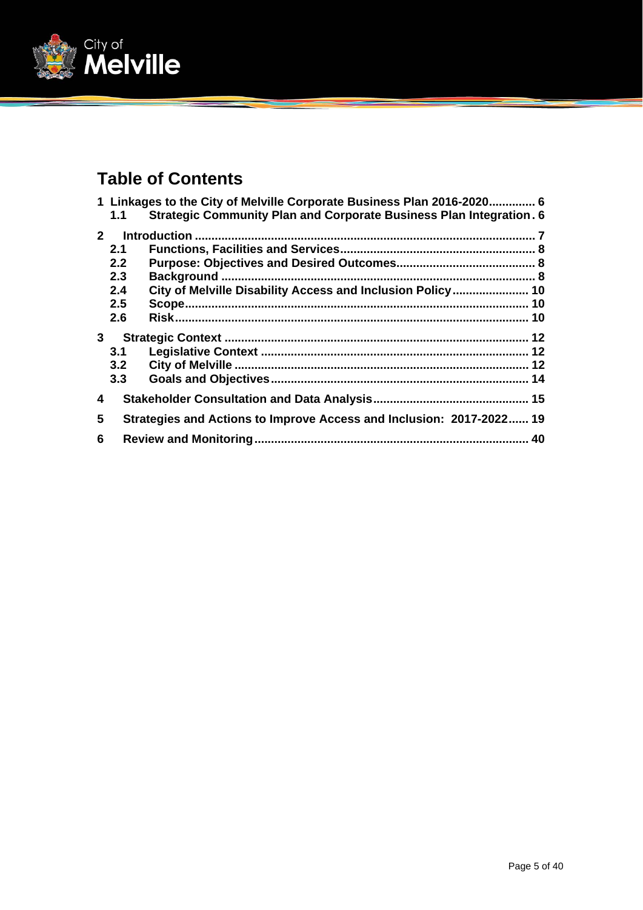# Table of Contents

1 Linkages to the City of Melville Corporate Business Plan 2016-2020 ............. 6
- 1.1 Strategic Community Plan and Corporate Business Plan Integration . 6

2 Introduction ..................................................................................................... 7
- 2.1 Functions, Facilities and Services ........................................................... 8
- 2.2 Purpose: Objectives and Desired Outcomes .......................................... 8
- 2.3 Background .............................................................................................. 8
- 2.4 City of Melville Disability Access and Inclusion Policy ....................... 10
- 2.5 Scope ....................................................................................................... 10
- 2.6 Risk .......................................................................................................... 10

3 Strategic Context ........................................................................................... 12
- 3.1 Legislative Context ................................................................................. 12
- 3.2 City of Melville ........................................................................................ 12
- 3.3 Goals and Objectives ............................................................................. 14

4 Stakeholder Consultation and Data Analysis ............................................... 15

5 Strategies and Actions to Improve Access and Inclusion: 2017-2022 ...... 19

6 Review and Monitoring .................................................................................. 40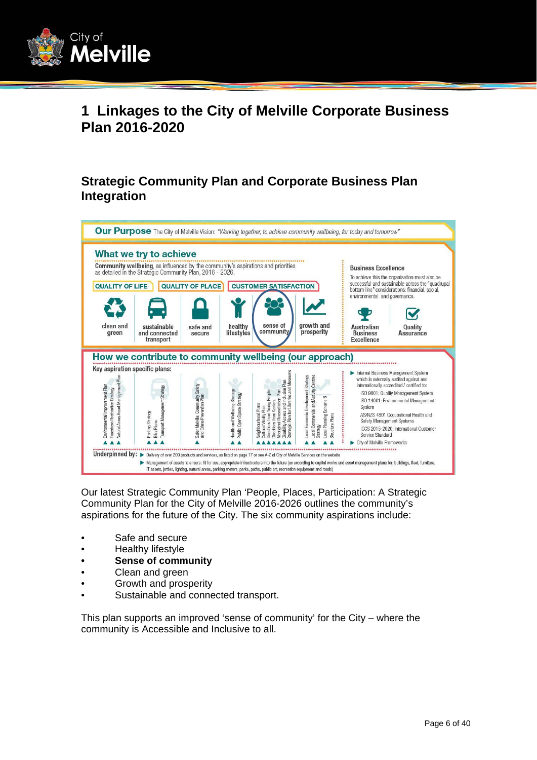# 1 Linkages to the City of Melville Corporate Business Plan 2016-2020

## Strategic Community Plan and Corporate Business Plan Integration

**Our Purpose** The City of Melville Vision: *"Working together, to achieve community wellbeing, for today and tomorrow"*

**What we try to achieve**

**Community wellbeing**, as influenced by the community's aspirations and priorities as detailed in the Strategic Community Plan, 2016 - 2026.

QUALITY OF LIFE | QUALITY OF PLACE | CUSTOMER SATISFACTION

- clean and green
- sustainable and connected transport
- safe and secure
- healthy lifestyles
- sense of community
- growth and prosperity

**Business Excellence**

To achieve this the organisation must also be successful and sustainable across the "quadrupal bottom line" considerations: financial, social, environmental and governance.

- Australian Business Excellence
- Quality Assurance

**How we contribute to community wellbeing (our approach)**

Key aspiration specific plans:

- Environmental Improvement Plan; Foreshore Restoration Strategy; Natural Areas Asset Management Plan
- Parking Strategy; Bike Plans; Transport Management Strategy
- Safer Melville, Community Safety and Crime Prevention Plan
- Health and Wellbeing Strategy; Public Open Space Strategy
- Neighbourhood Plans; Cultural Vitality Plan; Directions from Young People; Directions from Seniors; Aboriginal Reconciliation Plan; Disability Access and Inclusion Plan; Strategic Plan for Libraries and Museums
- Local Economic Development Strategy; Local Commercial and Activity Centres Strategy; Local Planning Scheme 6; Structure Plans

- Internal Business Management System which is externally audited against and internationally accredited / certified to:
  - ISO 9001: Quality Management System
  - ISO 14001: Environmental Management System
  - AS/NZS 4801 Occupational Health and Safety Management Systems
  - ICCS 2015-2020: International Customer Service Standard
- City of Melville Frameworks

**Underpinned by:**

- Delivery of over 200 products and services, as listed on page 17 or see A-Z of City of Melville Services on the website
- Management of assets to ensure; fit for use, appropriate infrastructure into the future (as according to capital works and asset management plans for: buildings, fleet, furniture, IT assets, jetties, lighting, natural areas, parking meters, parks, paths, public art, recreation equipment and roads)

Our latest Strategic Community Plan 'People, Places, Participation: A Strategic Community Plan for the City of Melville 2016-2026 outlines the community's aspirations for the future of the City. The six community aspirations include:

- Safe and secure
- Healthy lifestyle
- **Sense of community**
- Clean and green
- Growth and prosperity
- Sustainable and connected transport.

This plan supports an improved 'sense of community' for the City – where the community is Accessible and Inclusive to all.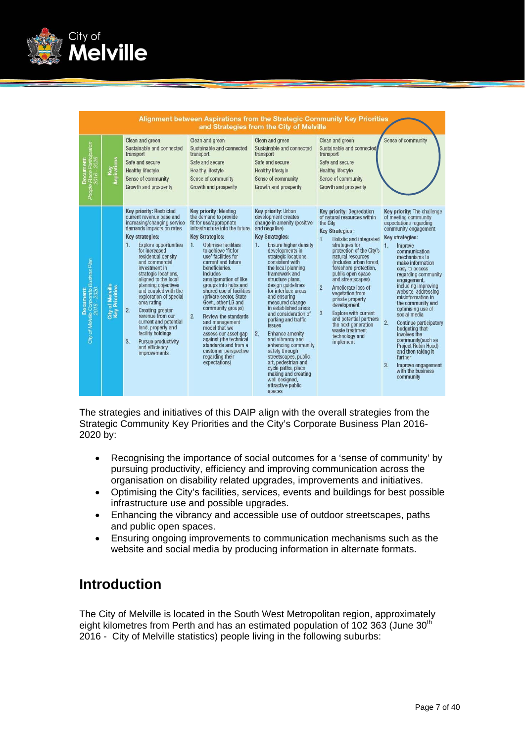| Alignment between Aspirations from the Strategic Community Key Priorities and Strategies from the City of Melville | | | | | | |
|---|---|---|---|---|---|---|
| **Document:** *People Place Participation 2016 - 2026* | Key Aspirations | Clean and green<br>Sustainable and connected transport<br>Safe and secure<br>Healthy lifestyle<br>Sense of community<br>Growth and prosperity | Clean and green<br>Sustainable and connected transport<br>Safe and secure<br>Healthy lifestyle<br>Sense of community<br>Growth and prosperity | Clean and green<br>Sustainable and connected transport<br>Safe and secure<br>Healthy lifestyle<br>Sense of community<br>Growth and prosperity | Clean and green<br>Sustainable and connected transport<br>Safe and secure<br>Healthy lifestyle<br>Sense of community<br>Growth and prosperity | Sense of community |
| **Document:** *City of Melville Corporate Business Plan 2016 - 2020* | City of Melville Key Priorities | **Key priority:** Restricted current revenue base and increasing/changing service demands impacts on rates<br>**Key strategies:**<br>1. Explore opportunities for increased residential density and commercial investment in strategic locations, aligned to the local planning objectives and coupled with the exploration of special area rating<br>2. Creating greater revenue from our current and potential land, property and facility holdings<br>3. Pursue productivity and efficiency improvements | **Key priority:** Meeting the demand to provide fit for use/appropriate infrastructure into the future<br>**Key Strategies:**<br>1. Optimise facilities to achieve 'fit for use' facilities for current and future beneficiaries. Includes amalgamation of like groups into hubs and shared use of facilities (private sector, State Govt., other LG and community groups)<br>2. Review the standards and management model that we assess our asset gap against (the technical standards and from a customer perspective regarding their expectations) | **Key priority:** Urban development creates change in amenity (positive and negative)<br>**Key Strategies:**<br>1. Ensure higher density developments in strategic locations, consistent with the local planning framework and structure plans, design guidelines for interface areas and ensuring measured change in established areas and consideration of parking and traffic issues<br>2. Enhance amenity and vibrancy and enhancing community safety through streetscapes, public art, pedestrian and cycle paths, place making and creating well designed, attractive public spaces | **Key priority:** Degredation of natural resources within the City<br>**Key Strategies:**<br>1. Holistic and integrated strategies for protection of the City's natural resources (includes urban forest, foreshore protection, public open space and streetscapes)<br>2. Ameliorate loss of vegetation from private property development<br>3. Explore with current and potential partners the next generation waste treatment technology and implement | **Key priority:** The challenge of meeting community expectations regarding community engagement<br>**Key strategies:**<br>1. Improve communication mechanisms to make information easy to access regarding community engagement, including improving website, addressing misinformation in the community and optimising use of social media<br>2. Continue participatory budgeting that involves the community(such as Project Robin Hood) and then taking it further<br>3. Improve engagement with the business community |

The strategies and initiatives of this DAIP align with the overall strategies from the Strategic Community Key Priorities and the City's Corporate Business Plan 2016-2020 by:

- Recognising the importance of social outcomes for a 'sense of community' by pursuing productivity, efficiency and improving communication across the organisation on disability related upgrades, improvements and initiatives.
- Optimising the City's facilities, services, events and buildings for best possible infrastructure use and possible upgrades.
- Enhancing the vibrancy and accessible use of outdoor streetscapes, paths and public open spaces.
- Ensuring ongoing improvements to communication mechanisms such as the website and social media by producing information in alternate formats.

## Introduction

The City of Melville is located in the South West Metropolitan region, approximately eight kilometres from Perth and has an estimated population of 102 363 (June 30th 2016 - City of Melville statistics) people living in the following suburbs: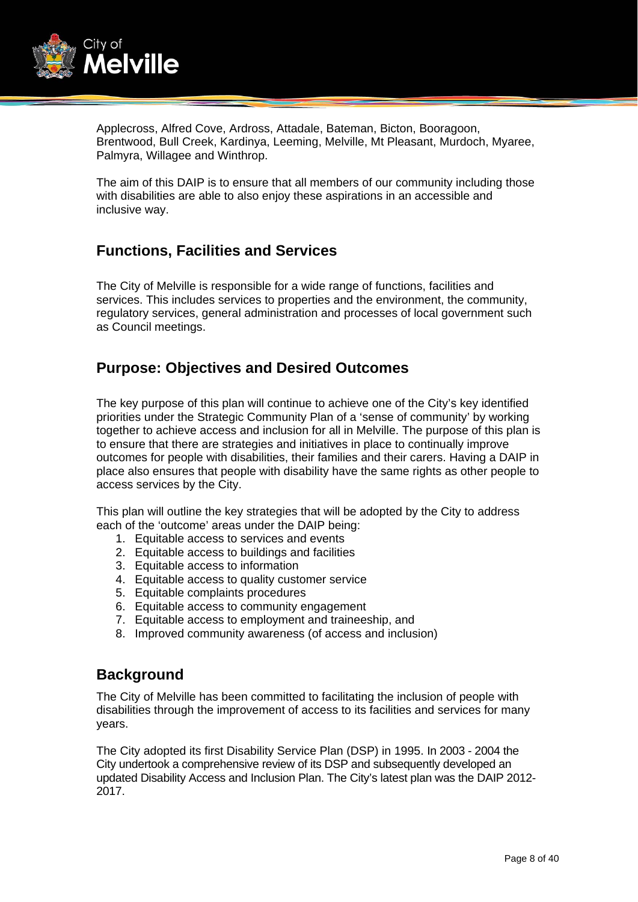Applecross, Alfred Cove, Ardross, Attadale, Bateman, Bicton, Booragoon, Brentwood, Bull Creek, Kardinya, Leeming, Melville, Mt Pleasant, Murdoch, Myaree, Palmyra, Willagee and Winthrop.

The aim of this DAIP is to ensure that all members of our community including those with disabilities are able to also enjoy these aspirations in an accessible and inclusive way.

## Functions, Facilities and Services

The City of Melville is responsible for a wide range of functions, facilities and services. This includes services to properties and the environment, the community, regulatory services, general administration and processes of local government such as Council meetings.

## Purpose: Objectives and Desired Outcomes

The key purpose of this plan will continue to achieve one of the City's key identified priorities under the Strategic Community Plan of a 'sense of community' by working together to achieve access and inclusion for all in Melville. The purpose of this plan is to ensure that there are strategies and initiatives in place to continually improve outcomes for people with disabilities, their families and their carers. Having a DAIP in place also ensures that people with disability have the same rights as other people to access services by the City.

This plan will outline the key strategies that will be adopted by the City to address each of the 'outcome' areas under the DAIP being:

1. Equitable access to services and events
2. Equitable access to buildings and facilities
3. Equitable access to information
4. Equitable access to quality customer service
5. Equitable complaints procedures
6. Equitable access to community engagement
7. Equitable access to employment and traineeship, and
8. Improved community awareness (of access and inclusion)

## Background

The City of Melville has been committed to facilitating the inclusion of people with disabilities through the improvement of access to its facilities and services for many years.

The City adopted its first Disability Service Plan (DSP) in 1995. In 2003 - 2004 the City undertook a comprehensive review of its DSP and subsequently developed an updated Disability Access and Inclusion Plan. The City's latest plan was the DAIP 2012-2017.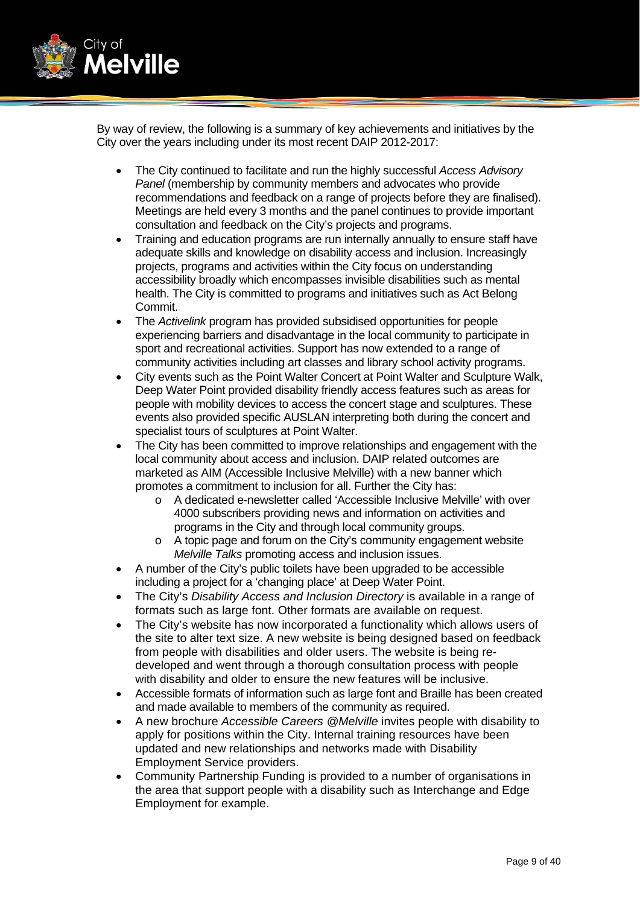By way of review, the following is a summary of key achievements and initiatives by the City over the years including under its most recent DAIP 2012-2017:

- The City continued to facilitate and run the highly successful *Access Advisory Panel* (membership by community members and advocates who provide recommendations and feedback on a range of projects before they are finalised). Meetings are held every 3 months and the panel continues to provide important consultation and feedback on the City's projects and programs.
- Training and education programs are run internally annually to ensure staff have adequate skills and knowledge on disability access and inclusion. Increasingly projects, programs and activities within the City focus on understanding accessibility broadly which encompasses invisible disabilities such as mental health. The City is committed to programs and initiatives such as Act Belong Commit.
- The *Activelink* program has provided subsidised opportunities for people experiencing barriers and disadvantage in the local community to participate in sport and recreational activities. Support has now extended to a range of community activities including art classes and library school activity programs.
- City events such as the Point Walter Concert at Point Walter and Sculpture Walk, Deep Water Point provided disability friendly access features such as areas for people with mobility devices to access the concert stage and sculptures. These events also provided specific AUSLAN interpreting both during the concert and specialist tours of sculptures at Point Walter.
- The City has been committed to improve relationships and engagement with the local community about access and inclusion. DAIP related outcomes are marketed as AIM (Accessible Inclusive Melville) with a new banner which promotes a commitment to inclusion for all. Further the City has:
  - A dedicated e-newsletter called 'Accessible Inclusive Melville' with over 4000 subscribers providing news and information on activities and programs in the City and through local community groups.
  - A topic page and forum on the City's community engagement website *Melville Talks* promoting access and inclusion issues.
- A number of the City's public toilets have been upgraded to be accessible including a project for a 'changing place' at Deep Water Point.
- The City's *Disability Access and Inclusion Directory* is available in a range of formats such as large font. Other formats are available on request.
- The City's website has now incorporated a functionality which allows users of the site to alter text size. A new website is being designed based on feedback from people with disabilities and older users. The website is being re-developed and went through a thorough consultation process with people with disability and older to ensure the new features will be inclusive.
- Accessible formats of information such as large font and Braille has been created and made available to members of the community as required.
- A new brochure *Accessible Careers @Melville* invites people with disability to apply for positions within the City. Internal training resources have been updated and new relationships and networks made with Disability Employment Service providers.
- Community Partnership Funding is provided to a number of organisations in the area that support people with a disability such as Interchange and Edge Employment for example.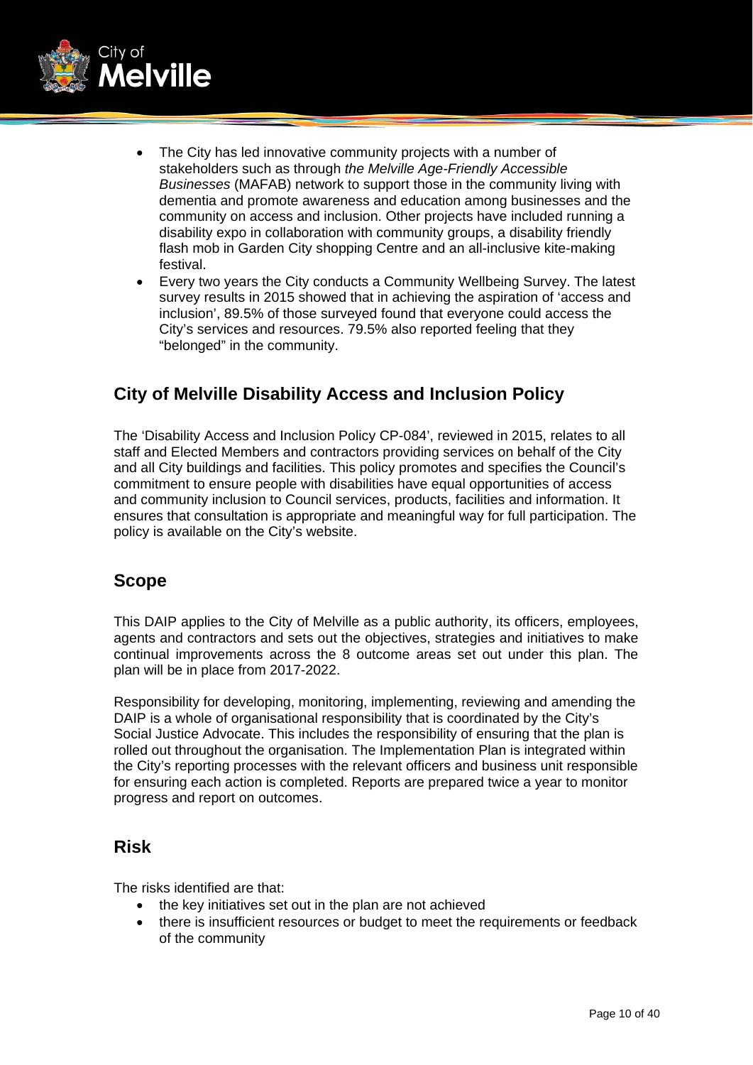- The City has led innovative community projects with a number of stakeholders such as through *the Melville Age-Friendly Accessible Businesses* (MAFAB) network to support those in the community living with dementia and promote awareness and education among businesses and the community on access and inclusion. Other projects have included running a disability expo in collaboration with community groups, a disability friendly flash mob in Garden City shopping Centre and an all-inclusive kite-making festival.
- Every two years the City conducts a Community Wellbeing Survey. The latest survey results in 2015 showed that in achieving the aspiration of 'access and inclusion', 89.5% of those surveyed found that everyone could access the City's services and resources. 79.5% also reported feeling that they "belonged" in the community.

## City of Melville Disability Access and Inclusion Policy

The 'Disability Access and Inclusion Policy CP-084', reviewed in 2015, relates to all staff and Elected Members and contractors providing services on behalf of the City and all City buildings and facilities. This policy promotes and specifies the Council's commitment to ensure people with disabilities have equal opportunities of access and community inclusion to Council services, products, facilities and information. It ensures that consultation is appropriate and meaningful way for full participation. The policy is available on the City's website.

## Scope

This DAIP applies to the City of Melville as a public authority, its officers, employees, agents and contractors and sets out the objectives, strategies and initiatives to make continual improvements across the 8 outcome areas set out under this plan. The plan will be in place from 2017-2022.

Responsibility for developing, monitoring, implementing, reviewing and amending the DAIP is a whole of organisational responsibility that is coordinated by the City's Social Justice Advocate. This includes the responsibility of ensuring that the plan is rolled out throughout the organisation. The Implementation Plan is integrated within the City's reporting processes with the relevant officers and business unit responsible for ensuring each action is completed. Reports are prepared twice a year to monitor progress and report on outcomes.

## Risk

The risks identified are that:

- the key initiatives set out in the plan are not achieved
- there is insufficient resources or budget to meet the requirements or feedback of the community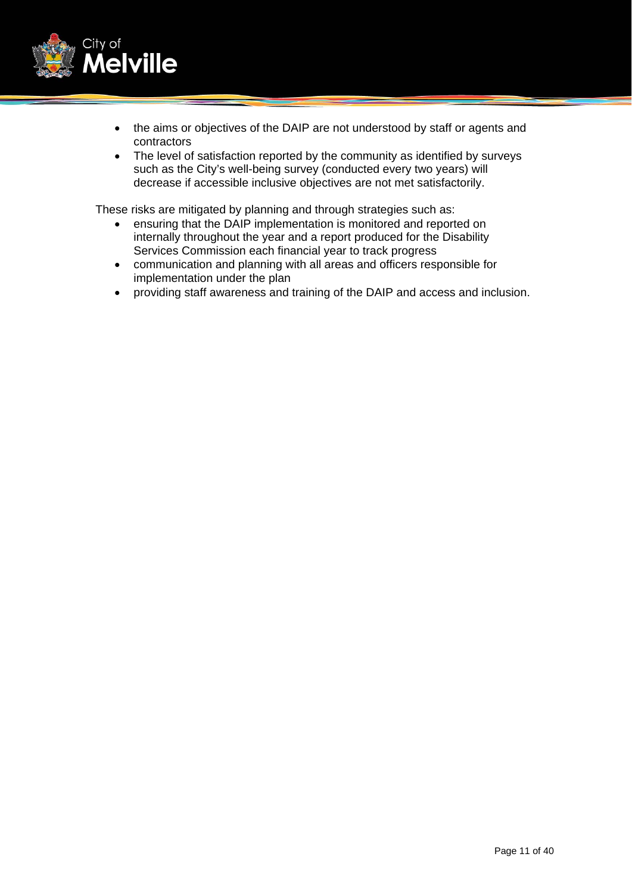- the aims or objectives of the DAIP are not understood by staff or agents and contractors
- The level of satisfaction reported by the community as identified by surveys such as the City's well-being survey (conducted every two years) will decrease if accessible inclusive objectives are not met satisfactorily.

These risks are mitigated by planning and through strategies such as:

- ensuring that the DAIP implementation is monitored and reported on internally throughout the year and a report produced for the Disability Services Commission each financial year to track progress
- communication and planning with all areas and officers responsible for implementation under the plan
- providing staff awareness and training of the DAIP and access and inclusion.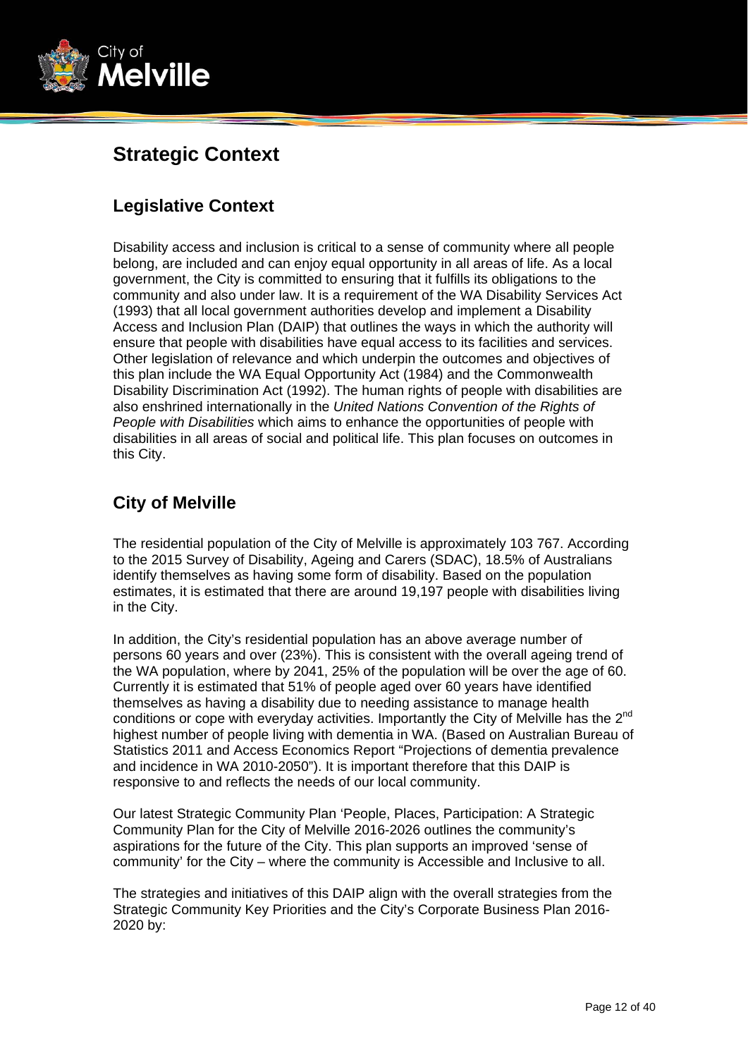# Strategic Context

## Legislative Context

Disability access and inclusion is critical to a sense of community where all people belong, are included and can enjoy equal opportunity in all areas of life. As a local government, the City is committed to ensuring that it fulfills its obligations to the community and also under law. It is a requirement of the WA Disability Services Act (1993) that all local government authorities develop and implement a Disability Access and Inclusion Plan (DAIP) that outlines the ways in which the authority will ensure that people with disabilities have equal access to its facilities and services. Other legislation of relevance and which underpin the outcomes and objectives of this plan include the WA Equal Opportunity Act (1984) and the Commonwealth Disability Discrimination Act (1992). The human rights of people with disabilities are also enshrined internationally in the *United Nations Convention of the Rights of People with Disabilities* which aims to enhance the opportunities of people with disabilities in all areas of social and political life. This plan focuses on outcomes in this City.

## City of Melville

The residential population of the City of Melville is approximately 103 767. According to the 2015 Survey of Disability, Ageing and Carers (SDAC), 18.5% of Australians identify themselves as having some form of disability. Based on the population estimates, it is estimated that there are around 19,197 people with disabilities living in the City.

In addition, the City's residential population has an above average number of persons 60 years and over (23%). This is consistent with the overall ageing trend of the WA population, where by 2041, 25% of the population will be over the age of 60. Currently it is estimated that 51% of people aged over 60 years have identified themselves as having a disability due to needing assistance to manage health conditions or cope with everyday activities. Importantly the City of Melville has the 2nd highest number of people living with dementia in WA. (Based on Australian Bureau of Statistics 2011 and Access Economics Report "Projections of dementia prevalence and incidence in WA 2010-2050"). It is important therefore that this DAIP is responsive to and reflects the needs of our local community.

Our latest Strategic Community Plan 'People, Places, Participation: A Strategic Community Plan for the City of Melville 2016-2026 outlines the community's aspirations for the future of the City. This plan supports an improved 'sense of community' for the City – where the community is Accessible and Inclusive to all.

The strategies and initiatives of this DAIP align with the overall strategies from the Strategic Community Key Priorities and the City's Corporate Business Plan 2016-2020 by: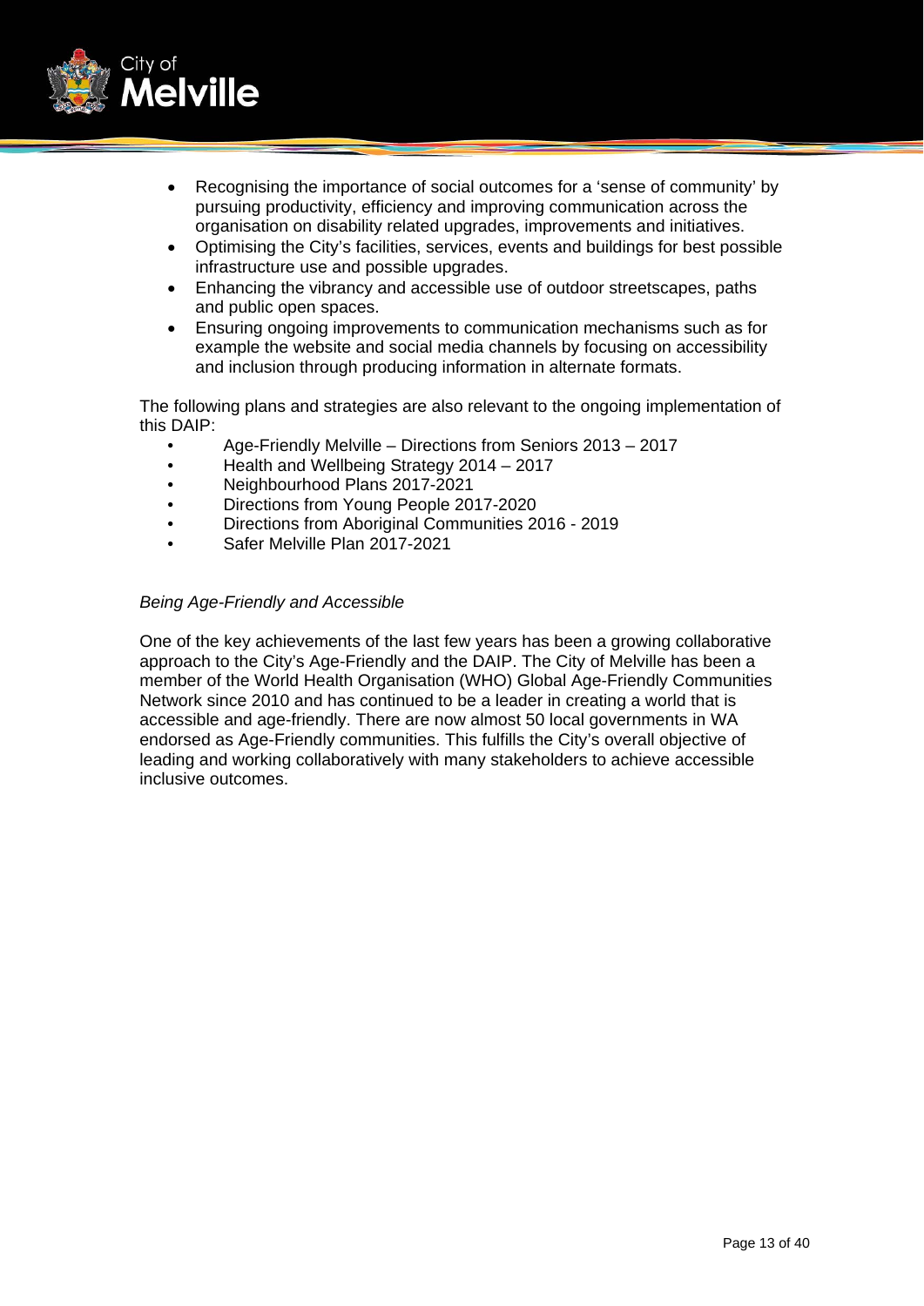- Recognising the importance of social outcomes for a 'sense of community' by pursuing productivity, efficiency and improving communication across the organisation on disability related upgrades, improvements and initiatives.
- Optimising the City's facilities, services, events and buildings for best possible infrastructure use and possible upgrades.
- Enhancing the vibrancy and accessible use of outdoor streetscapes, paths and public open spaces.
- Ensuring ongoing improvements to communication mechanisms such as for example the website and social media channels by focusing on accessibility and inclusion through producing information in alternate formats.

The following plans and strategies are also relevant to the ongoing implementation of this DAIP:

- Age-Friendly Melville – Directions from Seniors 2013 – 2017
- Health and Wellbeing Strategy 2014 – 2017
- Neighbourhood Plans 2017-2021
- Directions from Young People 2017-2020
- Directions from Aboriginal Communities 2016 - 2019
- Safer Melville Plan 2017-2021

*Being Age-Friendly and Accessible*

One of the key achievements of the last few years has been a growing collaborative approach to the City's Age-Friendly and the DAIP. The City of Melville has been a member of the World Health Organisation (WHO) Global Age-Friendly Communities Network since 2010 and has continued to be a leader in creating a world that is accessible and age-friendly. There are now almost 50 local governments in WA endorsed as Age-Friendly communities. This fulfills the City's overall objective of leading and working collaboratively with many stakeholders to achieve accessible inclusive outcomes.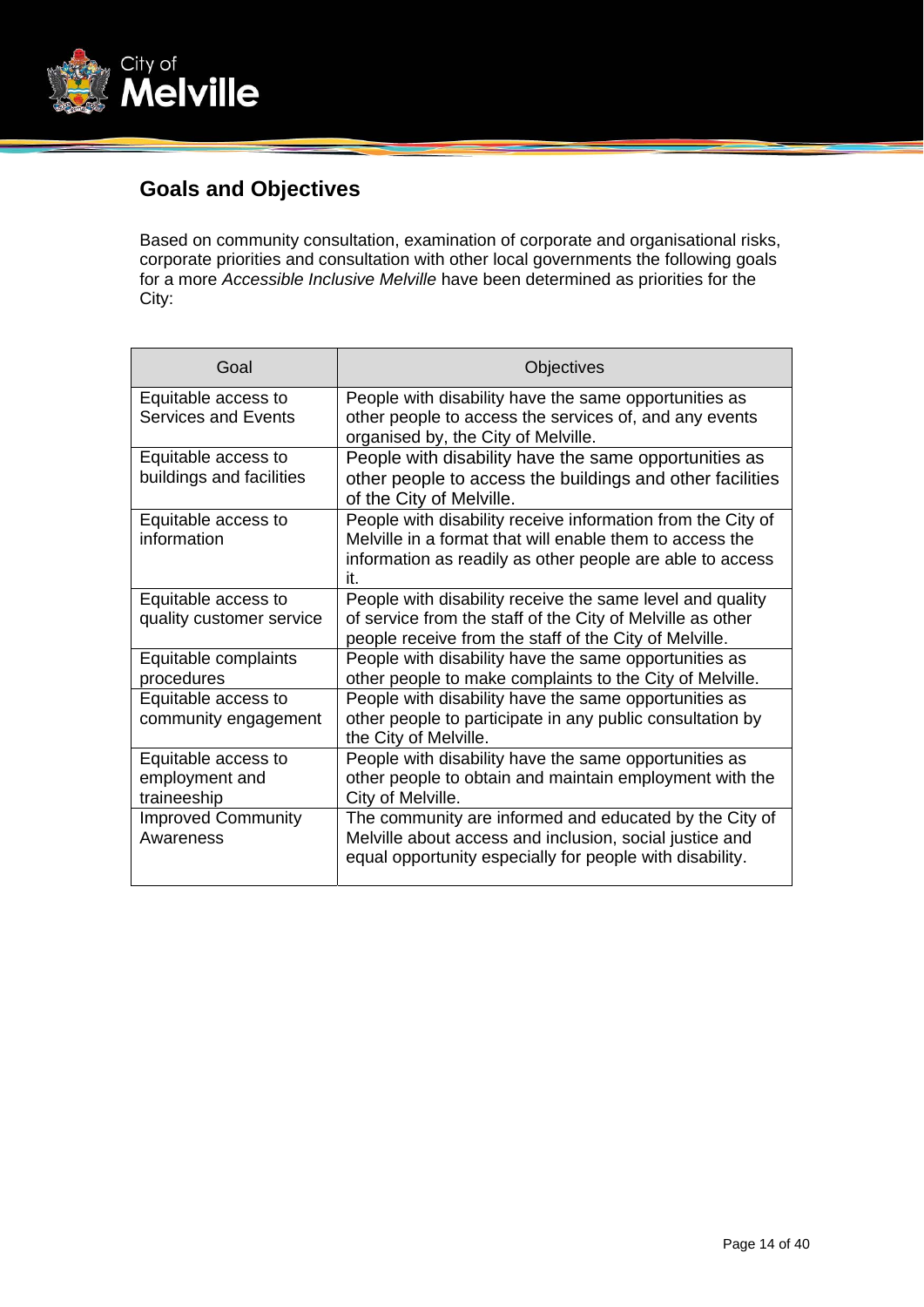## Goals and Objectives

Based on community consultation, examination of corporate and organisational risks, corporate priorities and consultation with other local governments the following goals for a more *Accessible Inclusive Melville* have been determined as priorities for the City:

| Goal | Objectives |
|---|---|
| Equitable access to Services and Events | People with disability have the same opportunities as other people to access the services of, and any events organised by, the City of Melville. |
| Equitable access to buildings and facilities | People with disability have the same opportunities as other people to access the buildings and other facilities of the City of Melville. |
| Equitable access to information | People with disability receive information from the City of Melville in a format that will enable them to access the information as readily as other people are able to access it. |
| Equitable access to quality customer service | People with disability receive the same level and quality of service from the staff of the City of Melville as other people receive from the staff of the City of Melville. |
| Equitable complaints procedures | People with disability have the same opportunities as other people to make complaints to the City of Melville. |
| Equitable access to community engagement | People with disability have the same opportunities as other people to participate in any public consultation by the City of Melville. |
| Equitable access to employment and traineeship | People with disability have the same opportunities as other people to obtain and maintain employment with the City of Melville. |
| Improved Community Awareness | The community are informed and educated by the City of Melville about access and inclusion, social justice and equal opportunity especially for people with disability. |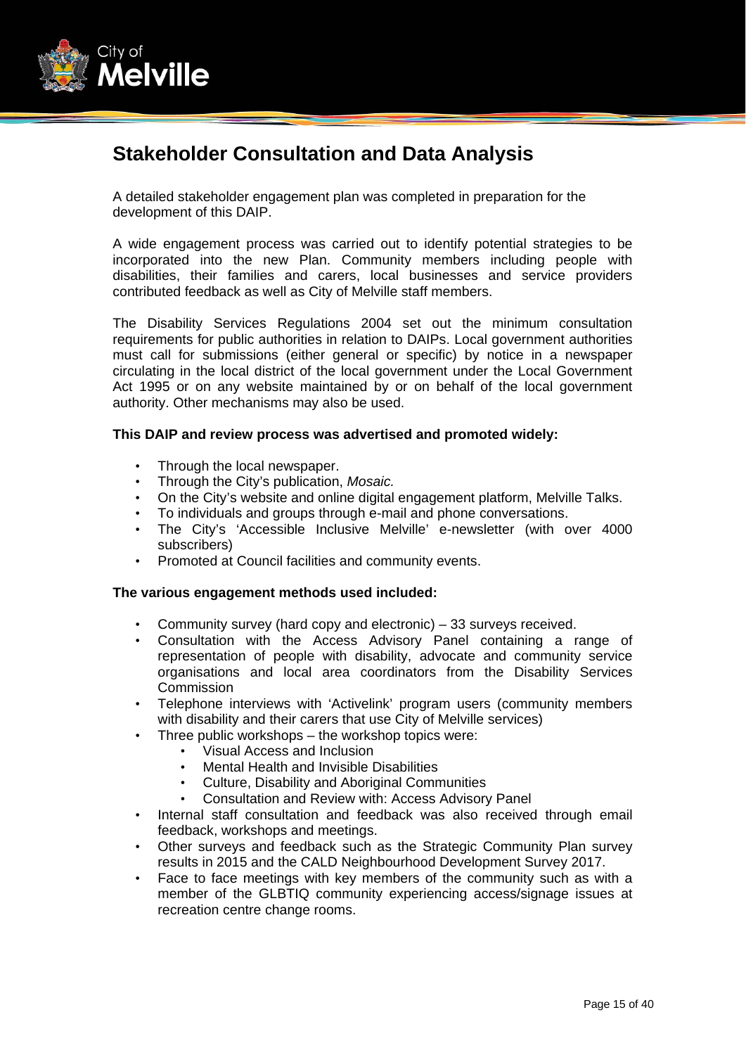## Stakeholder Consultation and Data Analysis

A detailed stakeholder engagement plan was completed in preparation for the development of this DAIP.

A wide engagement process was carried out to identify potential strategies to be incorporated into the new Plan. Community members including people with disabilities, their families and carers, local businesses and service providers contributed feedback as well as City of Melville staff members.

The Disability Services Regulations 2004 set out the minimum consultation requirements for public authorities in relation to DAIPs. Local government authorities must call for submissions (either general or specific) by notice in a newspaper circulating in the local district of the local government under the Local Government Act 1995 or on any website maintained by or on behalf of the local government authority. Other mechanisms may also be used.

**This DAIP and review process was advertised and promoted widely:**

- Through the local newspaper.
- Through the City's publication, *Mosaic.*
- On the City's website and online digital engagement platform, Melville Talks.
- To individuals and groups through e-mail and phone conversations.
- The City's 'Accessible Inclusive Melville' e-newsletter (with over 4000 subscribers)
- Promoted at Council facilities and community events.

**The various engagement methods used included:**

- Community survey (hard copy and electronic) – 33 surveys received.
- Consultation with the Access Advisory Panel containing a range of representation of people with disability, advocate and community service organisations and local area coordinators from the Disability Services Commission
- Telephone interviews with 'Activelink' program users (community members with disability and their carers that use City of Melville services)
- Three public workshops – the workshop topics were:
  - Visual Access and Inclusion
  - Mental Health and Invisible Disabilities
  - Culture, Disability and Aboriginal Communities
  - Consultation and Review with: Access Advisory Panel
- Internal staff consultation and feedback was also received through email feedback, workshops and meetings.
- Other surveys and feedback such as the Strategic Community Plan survey results in 2015 and the CALD Neighbourhood Development Survey 2017.
- Face to face meetings with key members of the community such as with a member of the GLBTIQ community experiencing access/signage issues at recreation centre change rooms.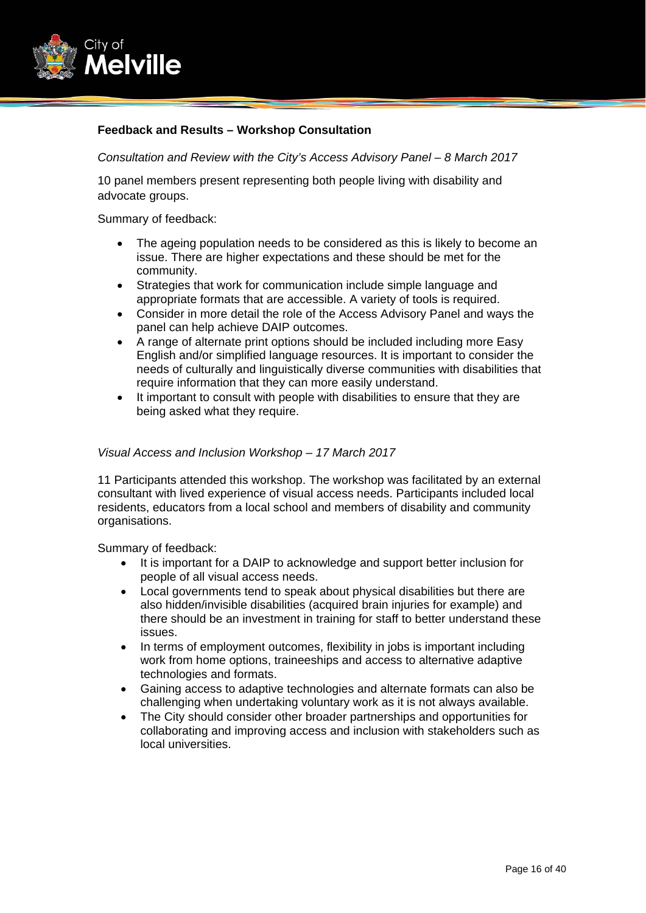**Feedback and Results – Workshop Consultation**

*Consultation and Review with the City's Access Advisory Panel – 8 March 2017*

10 panel members present representing both people living with disability and advocate groups.

Summary of feedback:

- The ageing population needs to be considered as this is likely to become an issue. There are higher expectations and these should be met for the community.
- Strategies that work for communication include simple language and appropriate formats that are accessible. A variety of tools is required.
- Consider in more detail the role of the Access Advisory Panel and ways the panel can help achieve DAIP outcomes.
- A range of alternate print options should be included including more Easy English and/or simplified language resources. It is important to consider the needs of culturally and linguistically diverse communities with disabilities that require information that they can more easily understand.
- It important to consult with people with disabilities to ensure that they are being asked what they require.

*Visual Access and Inclusion Workshop – 17 March 2017*

11 Participants attended this workshop. The workshop was facilitated by an external consultant with lived experience of visual access needs. Participants included local residents, educators from a local school and members of disability and community organisations.

Summary of feedback:

- It is important for a DAIP to acknowledge and support better inclusion for people of all visual access needs.
- Local governments tend to speak about physical disabilities but there are also hidden/invisible disabilities (acquired brain injuries for example) and there should be an investment in training for staff to better understand these issues.
- In terms of employment outcomes, flexibility in jobs is important including work from home options, traineeships and access to alternative adaptive technologies and formats.
- Gaining access to adaptive technologies and alternate formats can also be challenging when undertaking voluntary work as it is not always available.
- The City should consider other broader partnerships and opportunities for collaborating and improving access and inclusion with stakeholders such as local universities.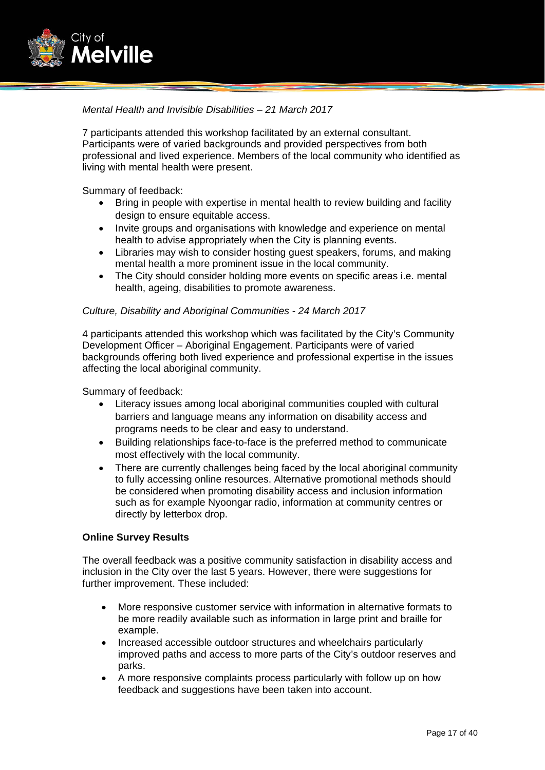*Mental Health and Invisible Disabilities – 21 March 2017*

7 participants attended this workshop facilitated by an external consultant. Participants were of varied backgrounds and provided perspectives from both professional and lived experience. Members of the local community who identified as living with mental health were present.

Summary of feedback:

- Bring in people with expertise in mental health to review building and facility design to ensure equitable access.
- Invite groups and organisations with knowledge and experience on mental health to advise appropriately when the City is planning events.
- Libraries may wish to consider hosting guest speakers, forums, and making mental health a more prominent issue in the local community.
- The City should consider holding more events on specific areas i.e. mental health, ageing, disabilities to promote awareness.

*Culture, Disability and Aboriginal Communities - 24 March 2017*

4 participants attended this workshop which was facilitated by the City's Community Development Officer – Aboriginal Engagement. Participants were of varied backgrounds offering both lived experience and professional expertise in the issues affecting the local aboriginal community.

Summary of feedback:

- Literacy issues among local aboriginal communities coupled with cultural barriers and language means any information on disability access and programs needs to be clear and easy to understand.
- Building relationships face-to-face is the preferred method to communicate most effectively with the local community.
- There are currently challenges being faced by the local aboriginal community to fully accessing online resources. Alternative promotional methods should be considered when promoting disability access and inclusion information such as for example Nyoongar radio, information at community centres or directly by letterbox drop.

**Online Survey Results**

The overall feedback was a positive community satisfaction in disability access and inclusion in the City over the last 5 years. However, there were suggestions for further improvement. These included:

- More responsive customer service with information in alternative formats to be more readily available such as information in large print and braille for example.
- Increased accessible outdoor structures and wheelchairs particularly improved paths and access to more parts of the City's outdoor reserves and parks.
- A more responsive complaints process particularly with follow up on how feedback and suggestions have been taken into account.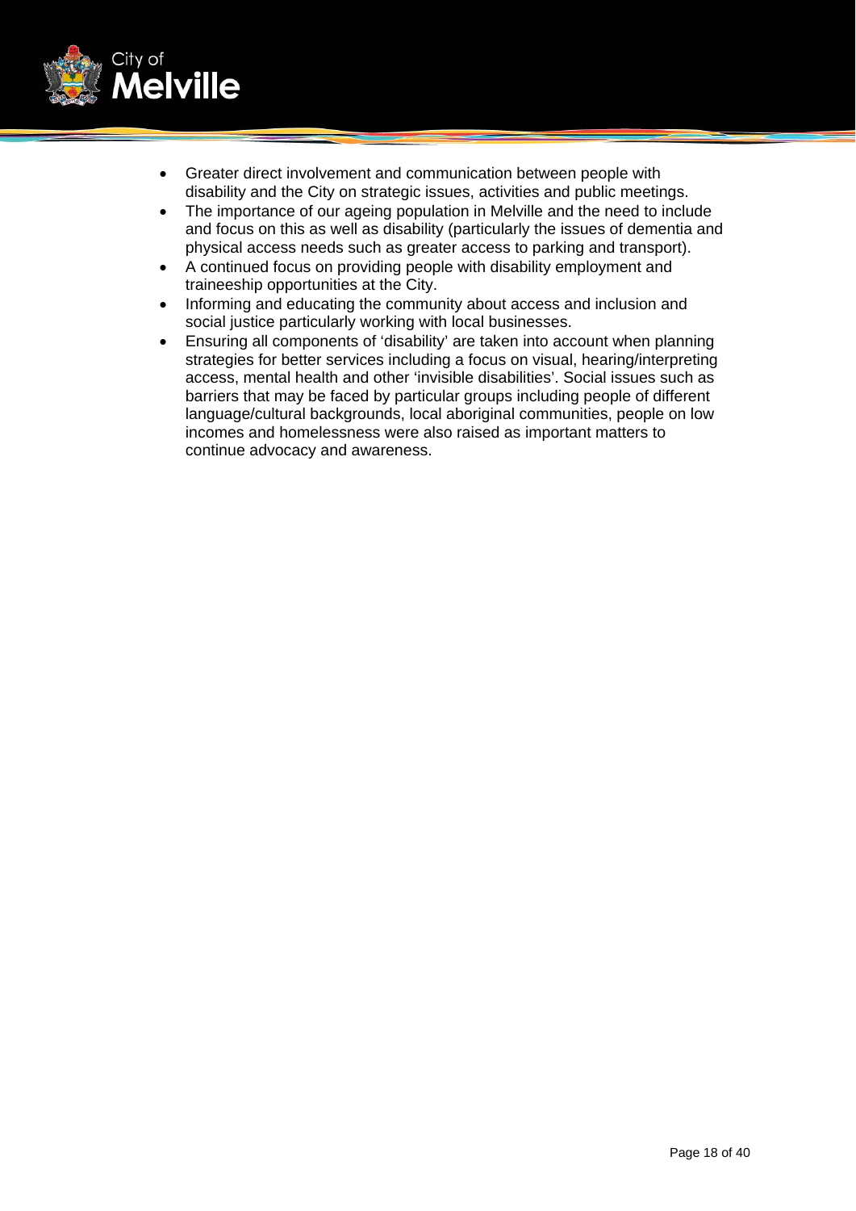- Greater direct involvement and communication between people with disability and the City on strategic issues, activities and public meetings.
- The importance of our ageing population in Melville and the need to include and focus on this as well as disability (particularly the issues of dementia and physical access needs such as greater access to parking and transport).
- A continued focus on providing people with disability employment and traineeship opportunities at the City.
- Informing and educating the community about access and inclusion and social justice particularly working with local businesses.
- Ensuring all components of 'disability' are taken into account when planning strategies for better services including a focus on visual, hearing/interpreting access, mental health and other 'invisible disabilities'. Social issues such as barriers that may be faced by particular groups including people of different language/cultural backgrounds, local aboriginal communities, people on low incomes and homelessness were also raised as important matters to continue advocacy and awareness.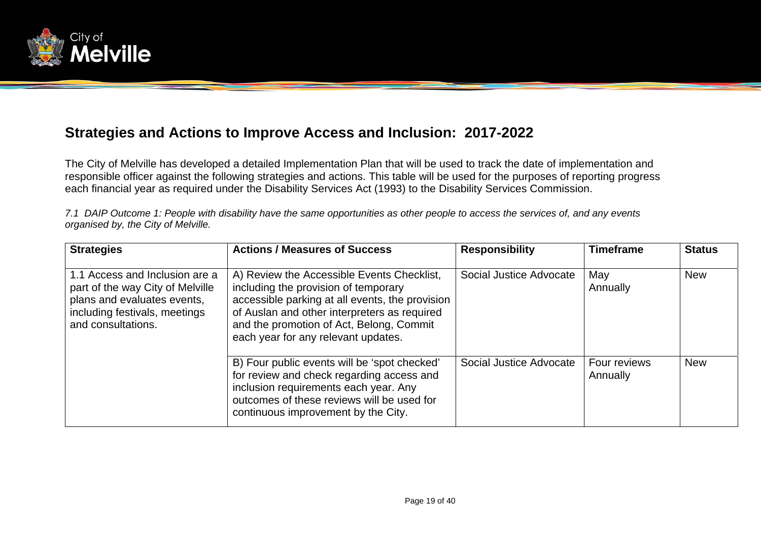## Strategies and Actions to Improve Access and Inclusion: 2017-2022

The City of Melville has developed a detailed Implementation Plan that will be used to track the date of implementation and responsible officer against the following strategies and actions. This table will be used for the purposes of reporting progress each financial year as required under the Disability Services Act (1993) to the Disability Services Commission.

*7.1 DAIP Outcome 1: People with disability have the same opportunities as other people to access the services of, and any events organised by, the City of Melville.*

| Strategies | Actions / Measures of Success | Responsibility | Timeframe | Status |
|---|---|---|---|---|
| 1.1 Access and Inclusion are a part of the way City of Melville plans and evaluates events, including festivals, meetings and consultations. | A) Review the Accessible Events Checklist, including the provision of temporary accessible parking at all events, the provision of Auslan and other interpreters as required and the promotion of Act, Belong, Commit each year for any relevant updates. | Social Justice Advocate | May<br>Annually | New |
| | B) Four public events will be 'spot checked' for review and check regarding access and inclusion requirements each year. Any outcomes of these reviews will be used for continuous improvement by the City. | Social Justice Advocate | Four reviews<br>Annually | New |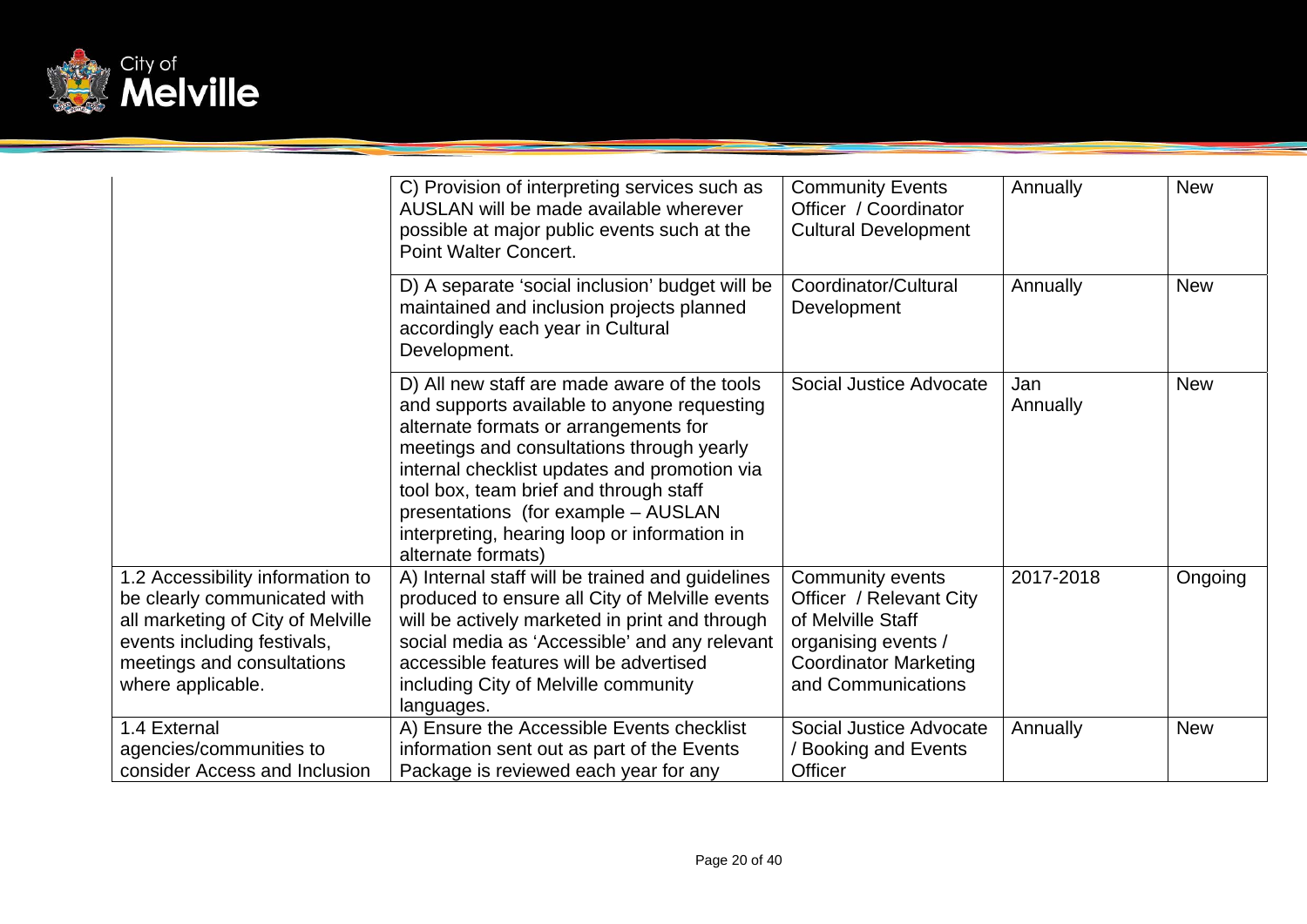| | | | | |
|---|---|---|---|---|
| | C) Provision of interpreting services such as AUSLAN will be made available wherever possible at major public events such at the Point Walter Concert. | Community Events Officer / Coordinator Cultural Development | Annually | New |
| | D) A separate 'social inclusion' budget will be maintained and inclusion projects planned accordingly each year in Cultural Development. | Coordinator/Cultural Development | Annually | New |
| | D) All new staff are made aware of the tools and supports available to anyone requesting alternate formats or arrangements for meetings and consultations through yearly internal checklist updates and promotion via tool box, team brief and through staff presentations (for example – AUSLAN interpreting, hearing loop or information in alternate formats) | Social Justice Advocate | Jan Annually | New |
| 1.2 Accessibility information to be clearly communicated with all marketing of City of Melville events including festivals, meetings and consultations where applicable. | A) Internal staff will be trained and guidelines produced to ensure all City of Melville events will be actively marketed in print and through social media as 'Accessible' and any relevant accessible features will be advertised including City of Melville community languages. | Community events Officer / Relevant City of Melville Staff organising events / Coordinator Marketing and Communications | 2017-2018 | Ongoing |
| 1.4 External agencies/communities to consider Access and Inclusion | A) Ensure the Accessible Events checklist information sent out as part of the Events Package is reviewed each year for any | Social Justice Advocate / Booking and Events Officer | Annually | New |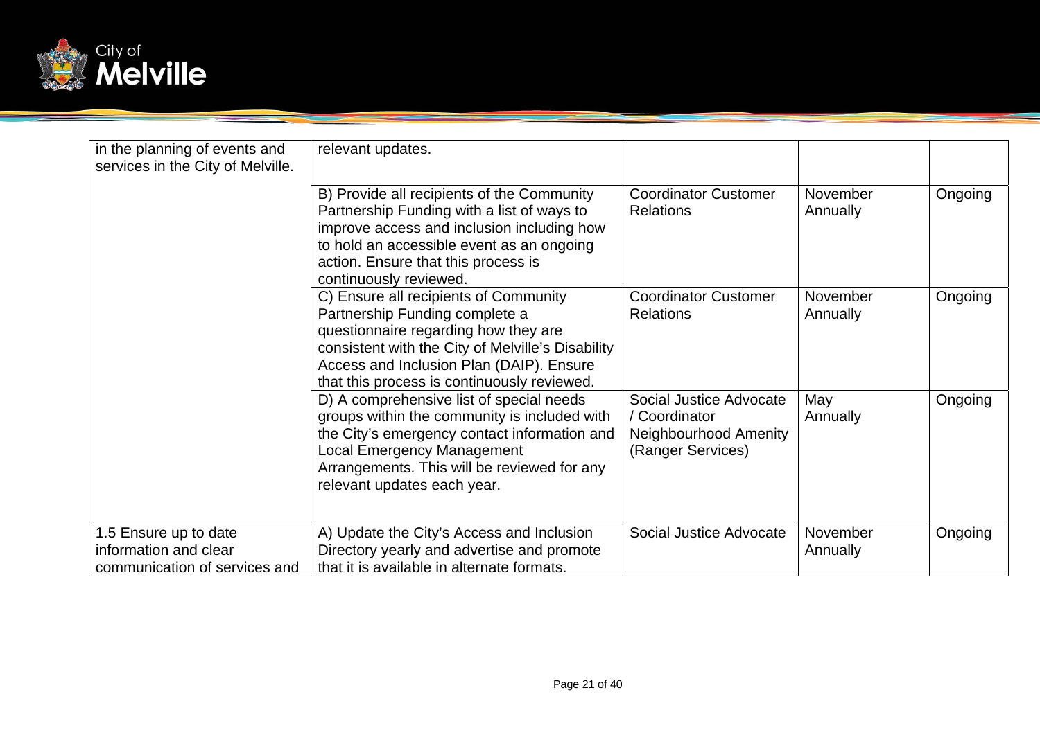| | | | | |
|---|---|---|---|---|
| in the planning of events and services in the City of Melville. | relevant updates. | | | |
| | B) Provide all recipients of the Community Partnership Funding with a list of ways to improve access and inclusion including how to hold an accessible event as an ongoing action. Ensure that this process is continuously reviewed. | Coordinator Customer Relations | November Annually | Ongoing |
| | C) Ensure all recipients of Community Partnership Funding complete a questionnaire regarding how they are consistent with the City of Melville's Disability Access and Inclusion Plan (DAIP). Ensure that this process is continuously reviewed. | Coordinator Customer Relations | November Annually | Ongoing |
| | D) A comprehensive list of special needs groups within the community is included with the City's emergency contact information and Local Emergency Management Arrangements. This will be reviewed for any relevant updates each year. | Social Justice Advocate / Coordinator Neighbourhood Amenity (Ranger Services) | May Annually | Ongoing |
| 1.5 Ensure up to date information and clear communication of services and | A) Update the City's Access and Inclusion Directory yearly and advertise and promote that it is available in alternate formats. | Social Justice Advocate | November Annually | Ongoing |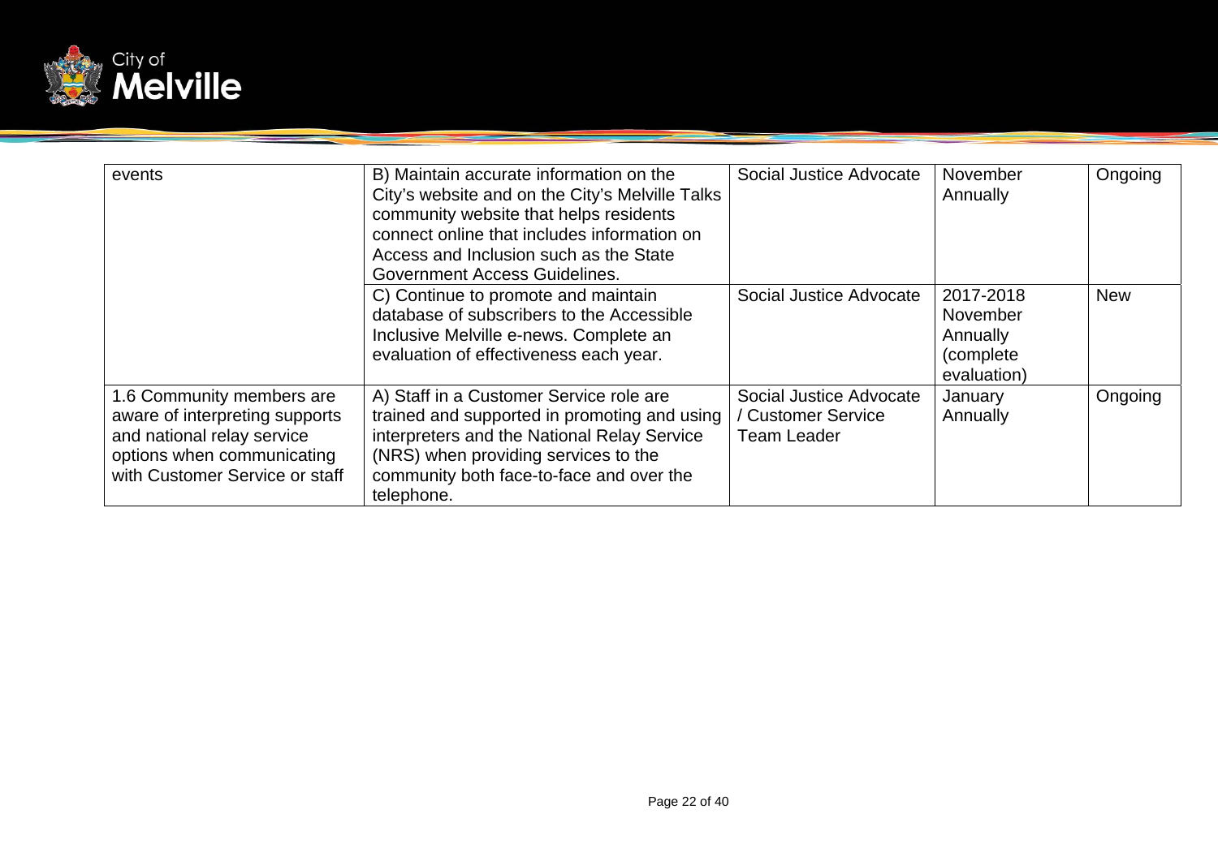| | | | | |
|---|---|---|---|---|
| events | B) Maintain accurate information on the City's website and on the City's Melville Talks community website that helps residents connect online that includes information on Access and Inclusion such as the State Government Access Guidelines. | Social Justice Advocate | November Annually | Ongoing |
| | C) Continue to promote and maintain database of subscribers to the Accessible Inclusive Melville e-news. Complete an evaluation of effectiveness each year. | Social Justice Advocate | 2017-2018 November Annually (complete evaluation) | New |
| 1.6 Community members are aware of interpreting supports and national relay service options when communicating with Customer Service or staff | A) Staff in a Customer Service role are trained and supported in promoting and using interpreters and the National Relay Service (NRS) when providing services to the community both face-to-face and over the telephone. | Social Justice Advocate / Customer Service Team Leader | January Annually | Ongoing |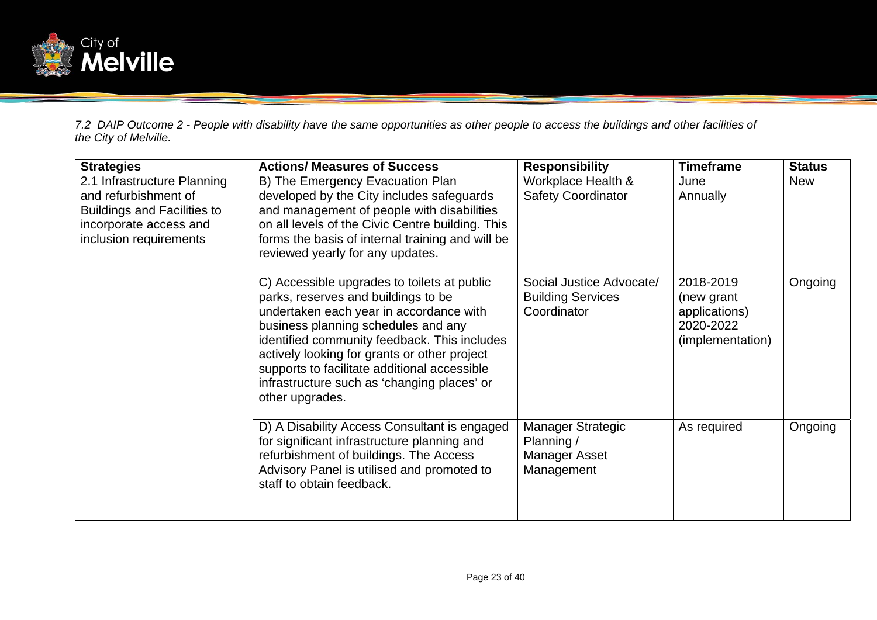*7.2 DAIP Outcome 2 - People with disability have the same opportunities as other people to access the buildings and other facilities of the City of Melville.*

| Strategies | Actions/ Measures of Success | Responsibility | Timeframe | Status |
|---|---|---|---|---|
| 2.1 Infrastructure Planning and refurbishment of Buildings and Facilities to incorporate access and inclusion requirements | B) The Emergency Evacuation Plan developed by the City includes safeguards and management of people with disabilities on all levels of the Civic Centre building. This forms the basis of internal training and will be reviewed yearly for any updates. | Workplace Health & Safety Coordinator | June Annually | New |
| | C) Accessible upgrades to toilets at public parks, reserves and buildings to be undertaken each year in accordance with business planning schedules and any identified community feedback. This includes actively looking for grants or other project supports to facilitate additional accessible infrastructure such as 'changing places' or other upgrades. | Social Justice Advocate/ Building Services Coordinator | 2018-2019 (new grant applications) 2020-2022 (implementation) | Ongoing |
| | D) A Disability Access Consultant is engaged for significant infrastructure planning and refurbishment of buildings. The Access Advisory Panel is utilised and promoted to staff to obtain feedback. | Manager Strategic Planning / Manager Asset Management | As required | Ongoing |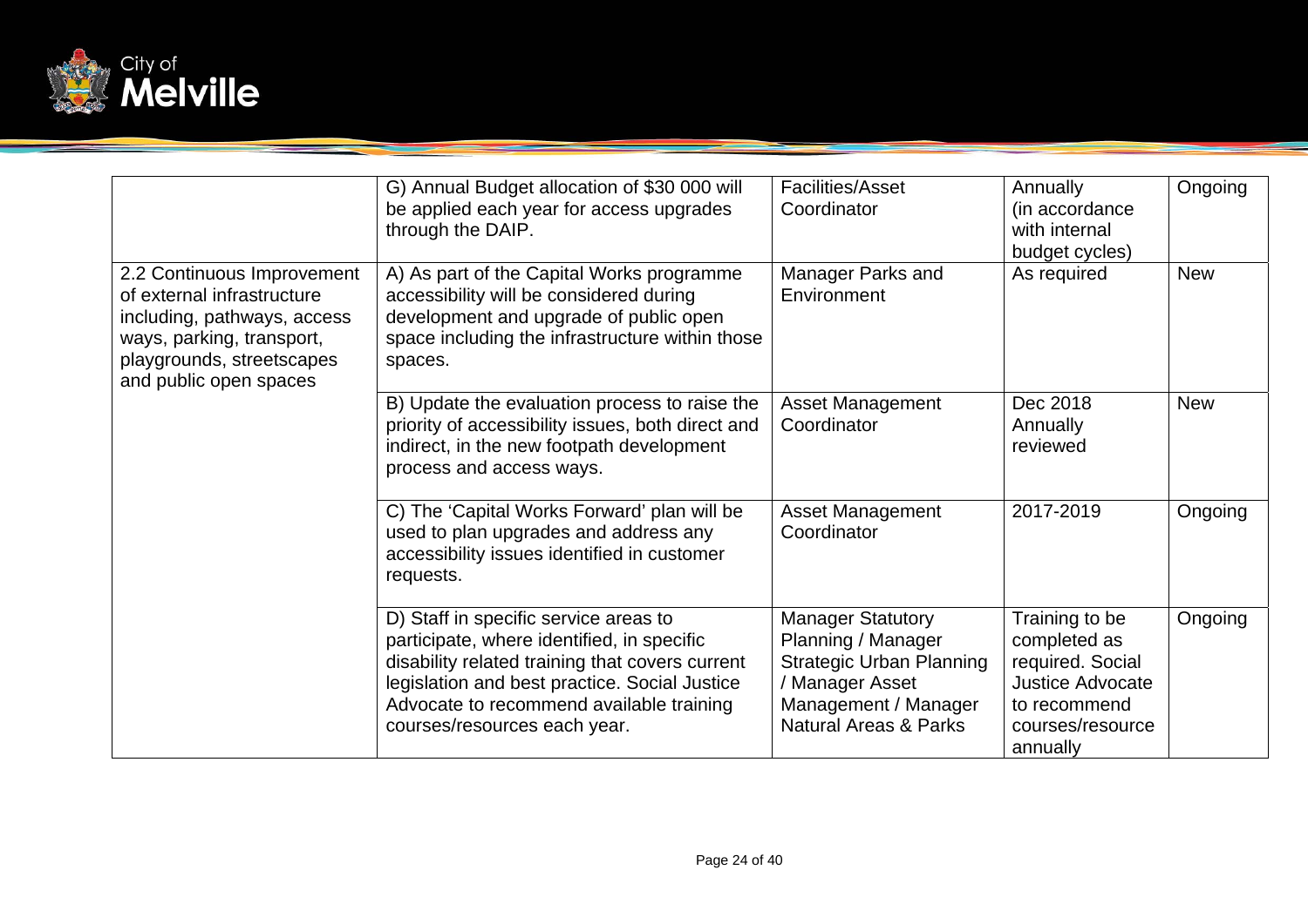| | | | | |
|---|---|---|---|---|
| | G) Annual Budget allocation of $30 000 will be applied each year for access upgrades through the DAIP. | Facilities/Asset Coordinator | Annually (in accordance with internal budget cycles) | Ongoing |
| 2.2 Continuous Improvement of external infrastructure including, pathways, access ways, parking, transport, playgrounds, streetscapes and public open spaces | A) As part of the Capital Works programme accessibility will be considered during development and upgrade of public open space including the infrastructure within those spaces. | Manager Parks and Environment | As required | New |
| | B) Update the evaluation process to raise the priority of accessibility issues, both direct and indirect, in the new footpath development process and access ways. | Asset Management Coordinator | Dec 2018 Annually reviewed | New |
| | C) The 'Capital Works Forward' plan will be used to plan upgrades and address any accessibility issues identified in customer requests. | Asset Management Coordinator | 2017-2019 | Ongoing |
| | D) Staff in specific service areas to participate, where identified, in specific disability related training that covers current legislation and best practice. Social Justice Advocate to recommend available training courses/resources each year. | Manager Statutory Planning / Manager Strategic Urban Planning / Manager Asset Management / Manager Natural Areas & Parks | Training to be completed as required. Social Justice Advocate to recommend courses/resource annually | Ongoing |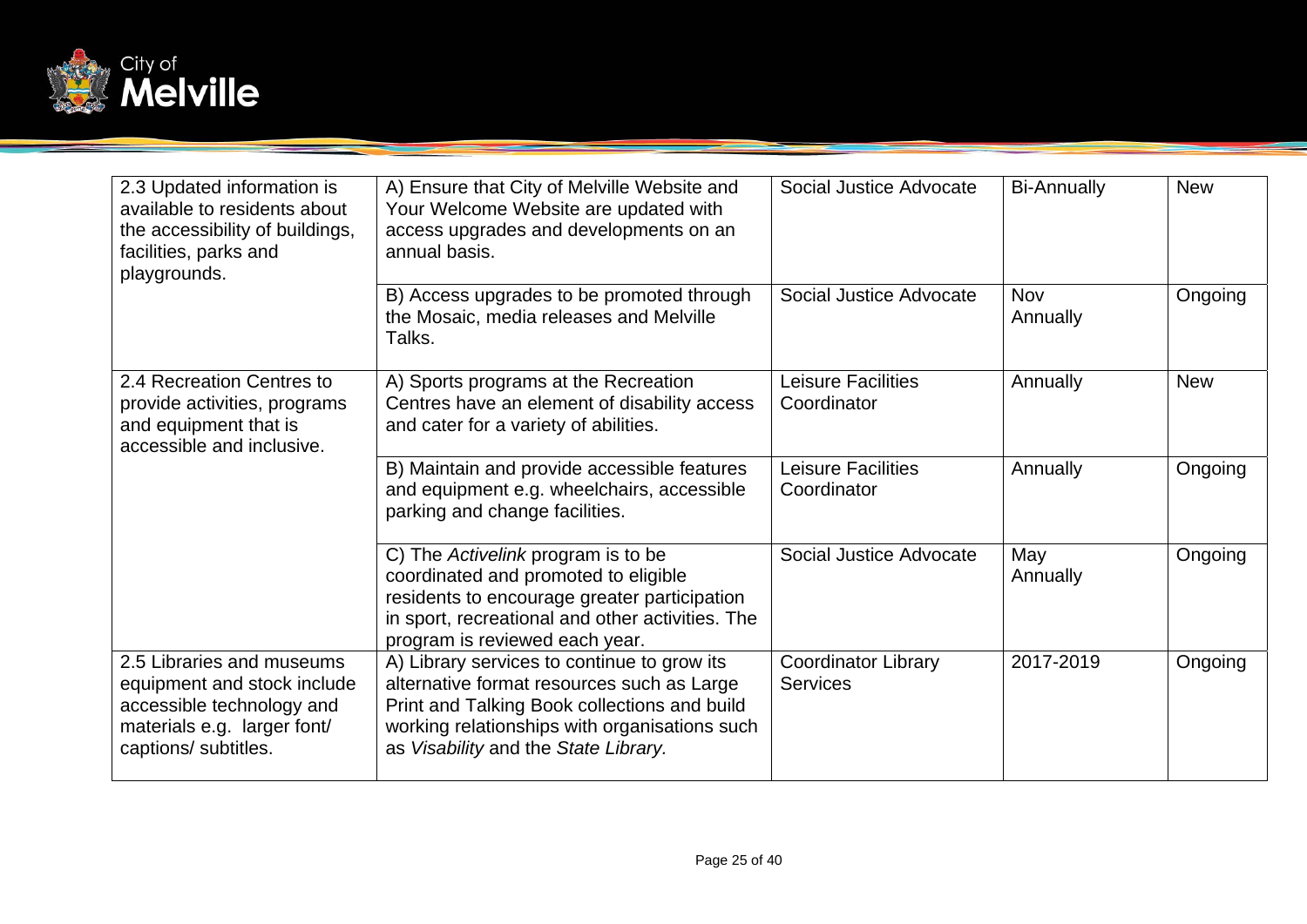| | | | | |
|---|---|---|---|---|
| 2.3 Updated information is available to residents about the accessibility of buildings, facilities, parks and playgrounds. | A) Ensure that City of Melville Website and Your Welcome Website are updated with access upgrades and developments on an annual basis. | Social Justice Advocate | Bi-Annually | New |
| | B) Access upgrades to be promoted through the Mosaic, media releases and Melville Talks. | Social Justice Advocate | Nov Annually | Ongoing |
| 2.4 Recreation Centres to provide activities, programs and equipment that is accessible and inclusive. | A) Sports programs at the Recreation Centres have an element of disability access and cater for a variety of abilities. | Leisure Facilities Coordinator | Annually | New |
| | B) Maintain and provide accessible features and equipment e.g. wheelchairs, accessible parking and change facilities. | Leisure Facilities Coordinator | Annually | Ongoing |
| | C) The *Activelink* program is to be coordinated and promoted to eligible residents to encourage greater participation in sport, recreational and other activities. The program is reviewed each year. | Social Justice Advocate | May Annually | Ongoing |
| 2.5 Libraries and museums equipment and stock include accessible technology and materials e.g. larger font/ captions/ subtitles. | A) Library services to continue to grow its alternative format resources such as Large Print and Talking Book collections and build working relationships with organisations such as *Visability* and the *State Library.* | Coordinator Library Services | 2017-2019 | Ongoing |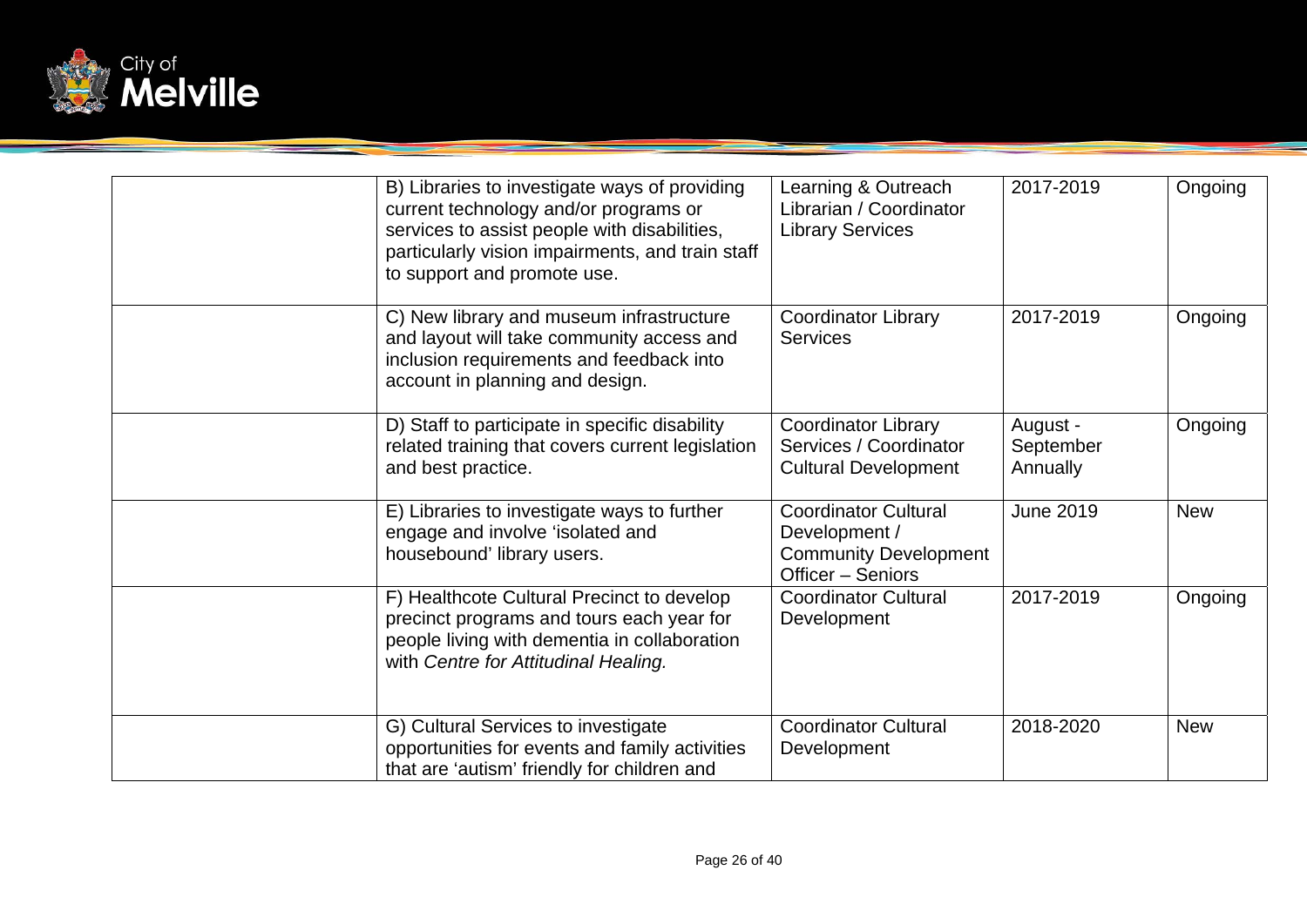| | | | | |
|---|---|---|---|---|
| | B) Libraries to investigate ways of providing current technology and/or programs or services to assist people with disabilities, particularly vision impairments, and train staff to support and promote use. | Learning & Outreach Librarian / Coordinator Library Services | 2017-2019 | Ongoing |
| | C) New library and museum infrastructure and layout will take community access and inclusion requirements and feedback into account in planning and design. | Coordinator Library Services | 2017-2019 | Ongoing |
| | D) Staff to participate in specific disability related training that covers current legislation and best practice. | Coordinator Library Services / Coordinator Cultural Development | August - September Annually | Ongoing |
| | E) Libraries to investigate ways to further engage and involve 'isolated and housebound' library users. | Coordinator Cultural Development / Community Development Officer – Seniors | June 2019 | New |
| | F) Healthcote Cultural Precinct to develop precinct programs and tours each year for people living with dementia in collaboration with *Centre for Attitudinal Healing.* | Coordinator Cultural Development | 2017-2019 | Ongoing |
| | G) Cultural Services to investigate opportunities for events and family activities that are 'autism' friendly for children and | Coordinator Cultural Development | 2018-2020 | New |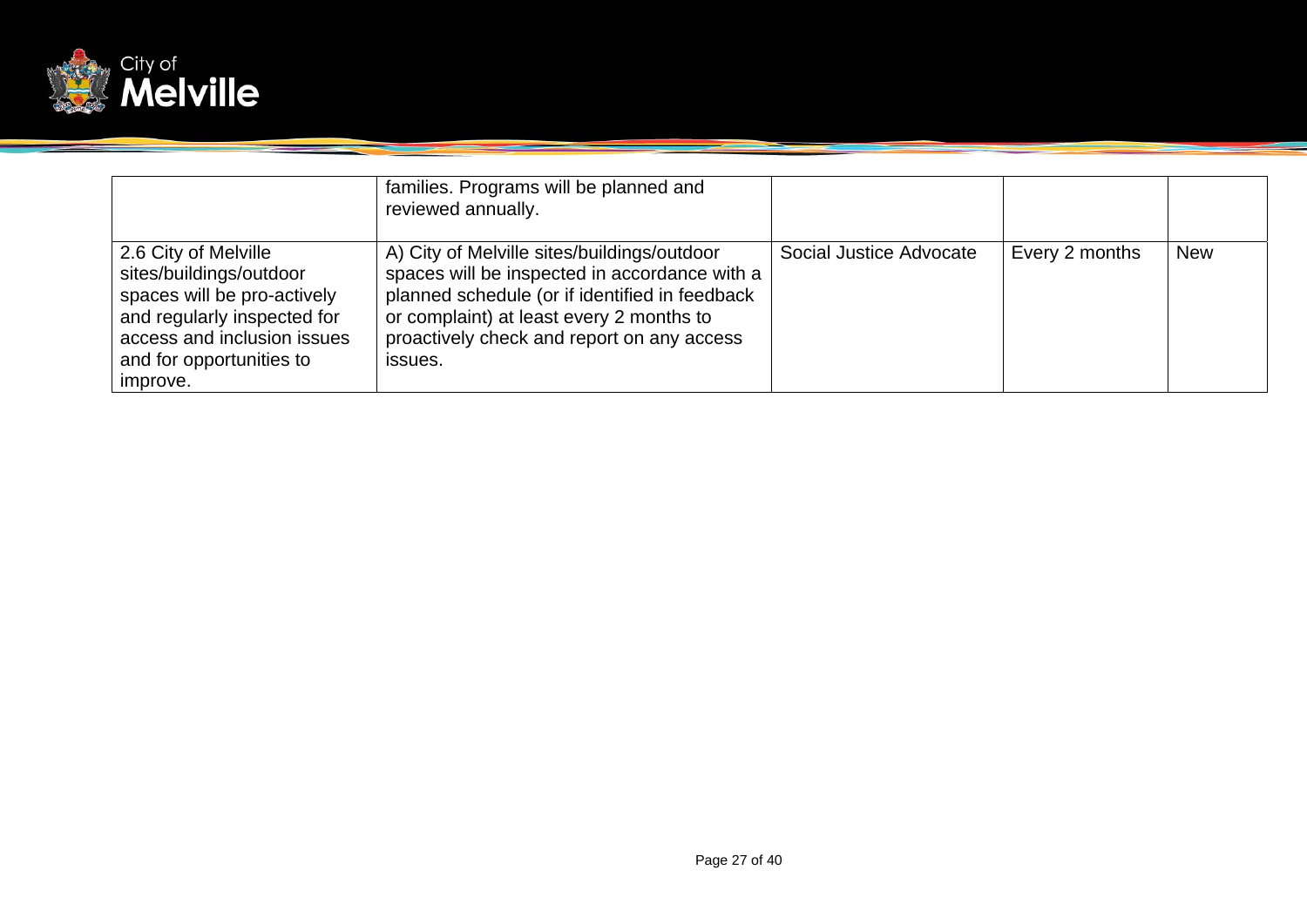| | | | | |
|---|---|---|---|---|
| | families. Programs will be planned and reviewed annually. | | | |
| 2.6 City of Melville sites/buildings/outdoor spaces will be pro-actively and regularly inspected for access and inclusion issues and for opportunities to improve. | A) City of Melville sites/buildings/outdoor spaces will be inspected in accordance with a planned schedule (or if identified in feedback or complaint) at least every 2 months to proactively check and report on any access issues. | Social Justice Advocate | Every 2 months | New |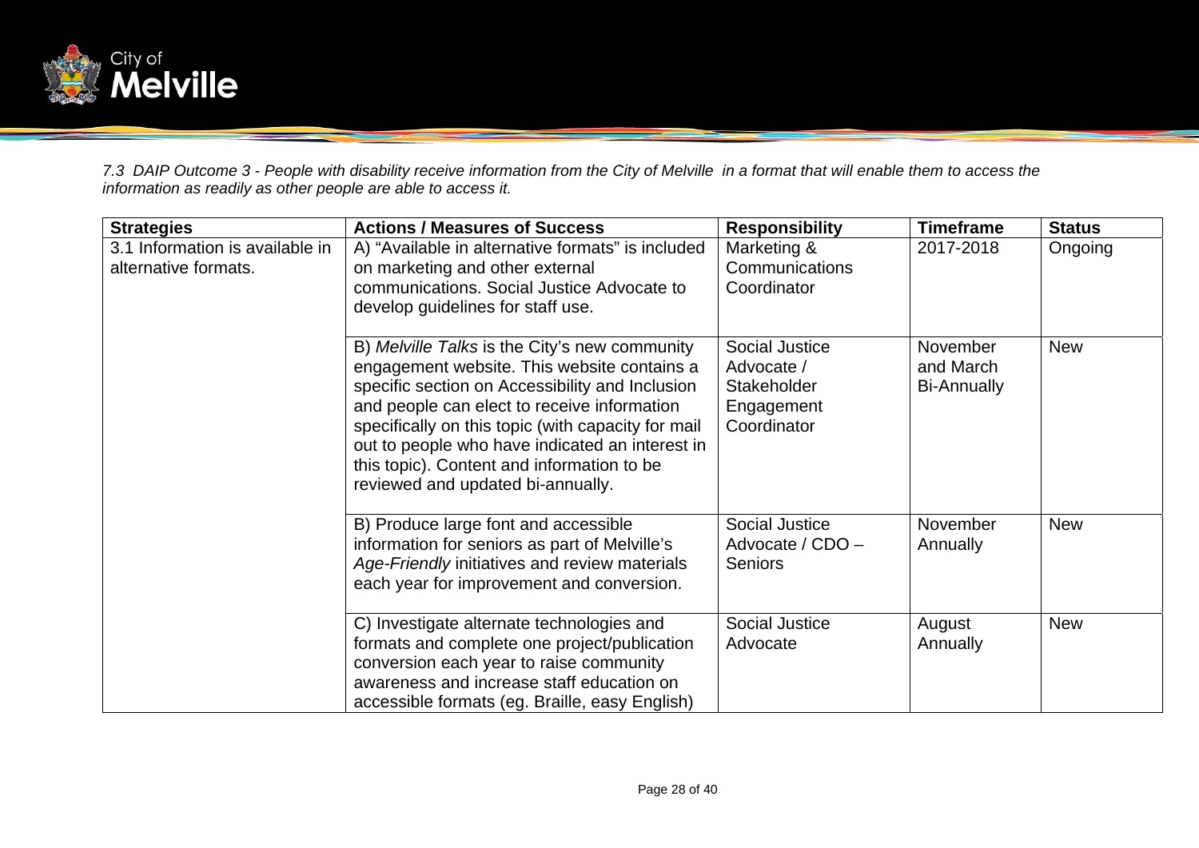*7.3 DAIP Outcome 3 - People with disability receive information from the City of Melville in a format that will enable them to access the information as readily as other people are able to access it.*

| Strategies | Actions / Measures of Success | Responsibility | Timeframe | Status |
|---|---|---|---|---|
| 3.1 Information is available in alternative formats. | A) "Available in alternative formats" is included on marketing and other external communications. Social Justice Advocate to develop guidelines for staff use. | Marketing & Communications Coordinator | 2017-2018 | Ongoing |
| | B) *Melville Talks* is the City's new community engagement website. This website contains a specific section on Accessibility and Inclusion and people can elect to receive information specifically on this topic (with capacity for mail out to people who have indicated an interest in this topic). Content and information to be reviewed and updated bi-annually. | Social Justice Advocate / Stakeholder Engagement Coordinator | November and March Bi-Annually | New |
| | B) Produce large font and accessible information for seniors as part of Melville's *Age-Friendly* initiatives and review materials each year for improvement and conversion. | Social Justice Advocate / CDO – Seniors | November Annually | New |
| | C) Investigate alternate technologies and formats and complete one project/publication conversion each year to raise community awareness and increase staff education on accessible formats (eg. Braille, easy English) | Social Justice Advocate | August Annually | New |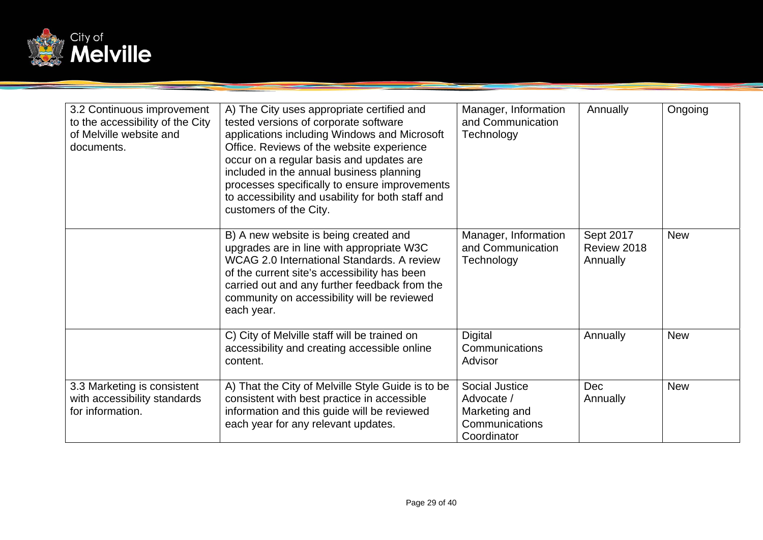| | | | | |
|---|---|---|---|---|
| 3.2 Continuous improvement to the accessibility of the City of Melville website and documents. | A) The City uses appropriate certified and tested versions of corporate software applications including Windows and Microsoft Office. Reviews of the website experience occur on a regular basis and updates are included in the annual business planning processes specifically to ensure improvements to accessibility and usability for both staff and customers of the City. | Manager, Information and Communication Technology | Annually | Ongoing |
| | B) A new website is being created and upgrades are in line with appropriate W3C WCAG 2.0 International Standards. A review of the current site's accessibility has been carried out and any further feedback from the community on accessibility will be reviewed each year. | Manager, Information and Communication Technology | Sept 2017 Review 2018 Annually | New |
| | C) City of Melville staff will be trained on accessibility and creating accessible online content. | Digital Communications Advisor | Annually | New |
| 3.3 Marketing is consistent with accessibility standards for information. | A) That the City of Melville Style Guide is to be consistent with best practice in accessible information and this guide will be reviewed each year for any relevant updates. | Social Justice Advocate / Marketing and Communications Coordinator | Dec Annually | New |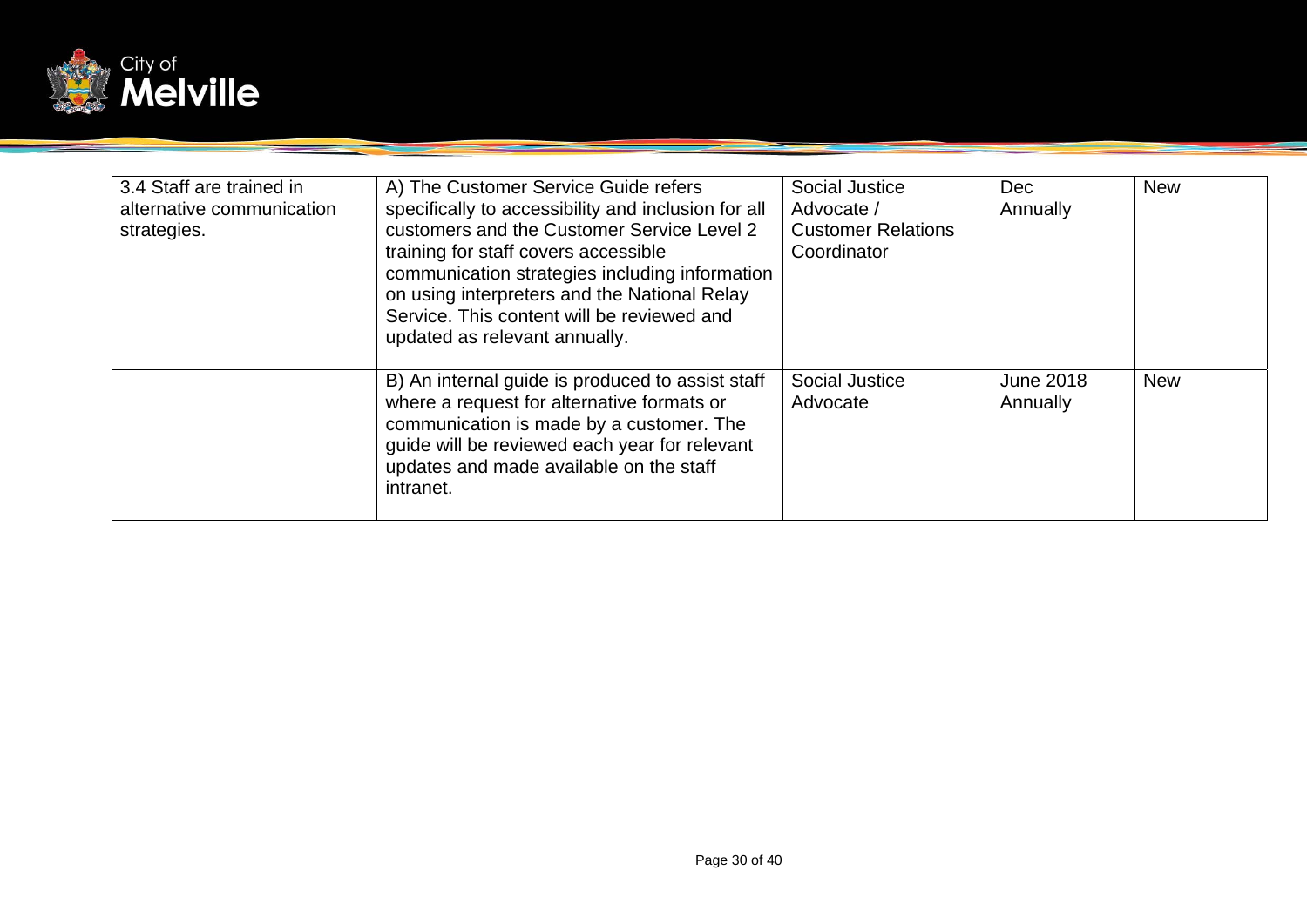| | | | | |
|---|---|---|---|---|
| 3.4 Staff are trained in alternative communication strategies. | A) The Customer Service Guide refers specifically to accessibility and inclusion for all customers and the Customer Service Level 2 training for staff covers accessible communication strategies including information on using interpreters and the National Relay Service. This content will be reviewed and updated as relevant annually. | Social Justice Advocate / Customer Relations Coordinator | Dec Annually | New |
| | B) An internal guide is produced to assist staff where a request for alternative formats or communication is made by a customer. The guide will be reviewed each year for relevant updates and made available on the staff intranet. | Social Justice Advocate | June 2018 Annually | New |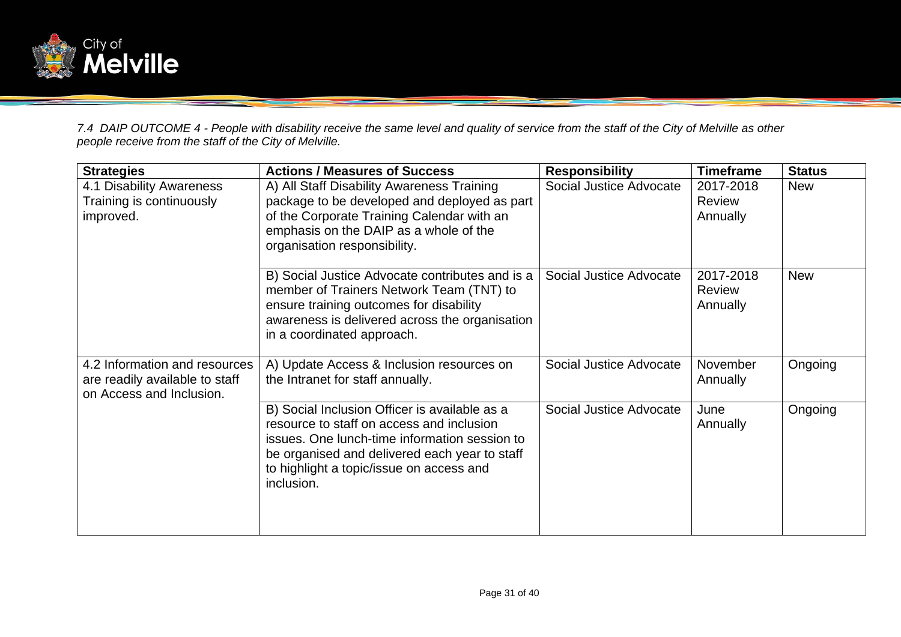*7.4 DAIP OUTCOME 4 - People with disability receive the same level and quality of service from the staff of the City of Melville as other people receive from the staff of the City of Melville.*

| Strategies | Actions / Measures of Success | Responsibility | Timeframe | Status |
|---|---|---|---|---|
| 4.1 Disability Awareness Training is continuously improved. | A) All Staff Disability Awareness Training package to be developed and deployed as part of the Corporate Training Calendar with an emphasis on the DAIP as a whole of the organisation responsibility. | Social Justice Advocate | 2017-2018 Review Annually | New |
| | B) Social Justice Advocate contributes and is a member of Trainers Network Team (TNT) to ensure training outcomes for disability awareness is delivered across the organisation in a coordinated approach. | Social Justice Advocate | 2017-2018 Review Annually | New |
| 4.2 Information and resources are readily available to staff on Access and Inclusion. | A) Update Access & Inclusion resources on the Intranet for staff annually. | Social Justice Advocate | November Annually | Ongoing |
| | B) Social Inclusion Officer is available as a resource to staff on access and inclusion issues. One lunch-time information session to be organised and delivered each year to staff to highlight a topic/issue on access and inclusion. | Social Justice Advocate | June Annually | Ongoing |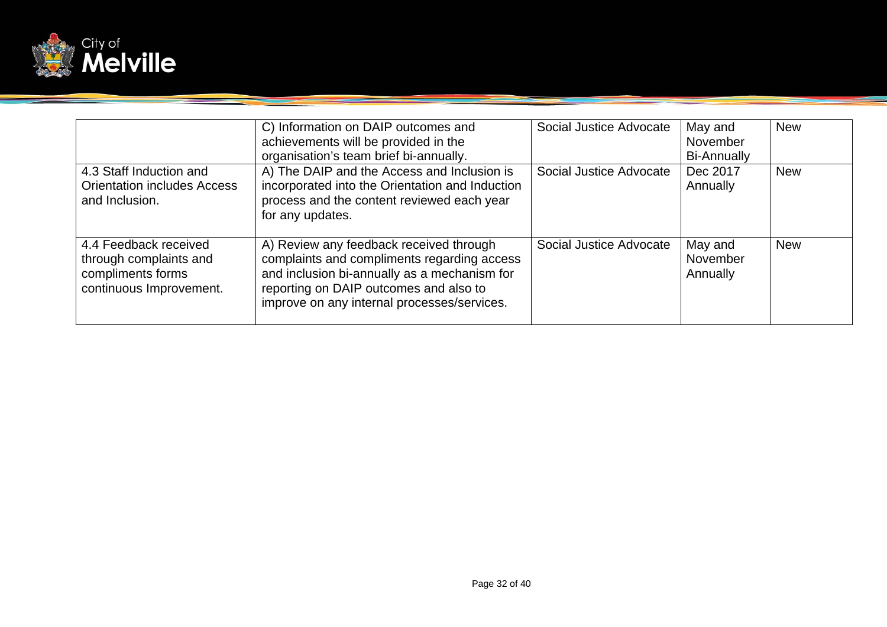| | | | | |
|---|---|---|---|---|
| | C) Information on DAIP outcomes and achievements will be provided in the organisation's team brief bi-annually. | Social Justice Advocate | May and November Bi-Annually | New |
| 4.3 Staff Induction and Orientation includes Access and Inclusion. | A) The DAIP and the Access and Inclusion is incorporated into the Orientation and Induction process and the content reviewed each year for any updates. | Social Justice Advocate | Dec 2017 Annually | New |
| 4.4 Feedback received through complaints and compliments forms continuous Improvement. | A) Review any feedback received through complaints and compliments regarding access and inclusion bi-annually as a mechanism for reporting on DAIP outcomes and also to improve on any internal processes/services. | Social Justice Advocate | May and November Annually | New |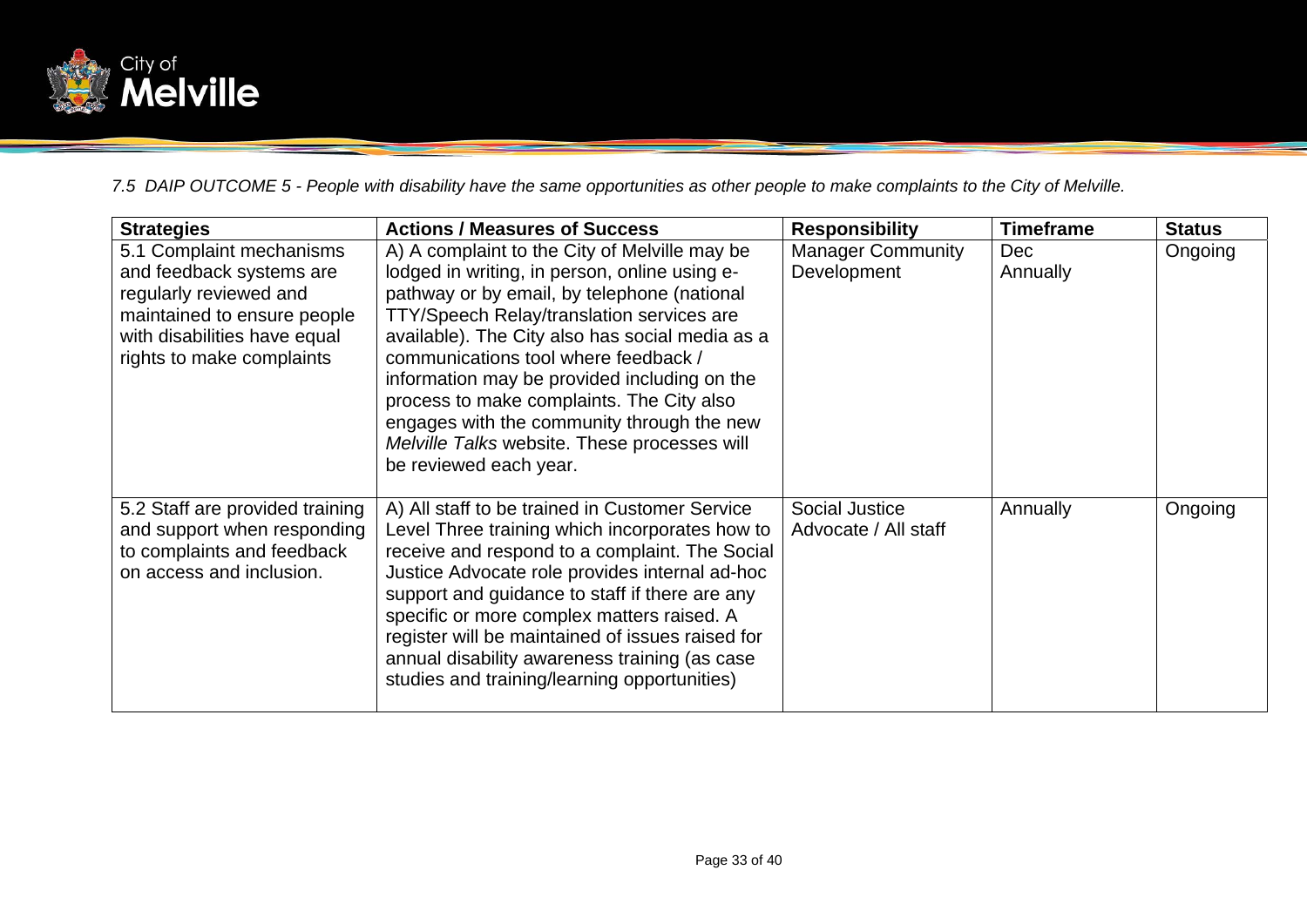*7.5 DAIP OUTCOME 5 - People with disability have the same opportunities as other people to make complaints to the City of Melville.*

| Strategies | Actions / Measures of Success | Responsibility | Timeframe | Status |
|---|---|---|---|---|
| 5.1 Complaint mechanisms and feedback systems are regularly reviewed and maintained to ensure people with disabilities have equal rights to make complaints | A) A complaint to the City of Melville may be lodged in writing, in person, online using e-pathway or by email, by telephone (national TTY/Speech Relay/translation services are available). The City also has social media as a communications tool where feedback / information may be provided including on the process to make complaints. The City also engages with the community through the new *Melville Talks* website. These processes will be reviewed each year. | Manager Community Development | Dec Annually | Ongoing |
| 5.2 Staff are provided training and support when responding to complaints and feedback on access and inclusion. | A) All staff to be trained in Customer Service Level Three training which incorporates how to receive and respond to a complaint. The Social Justice Advocate role provides internal ad-hoc support and guidance to staff if there are any specific or more complex matters raised. A register will be maintained of issues raised for annual disability awareness training (as case studies and training/learning opportunities) | Social Justice Advocate / All staff | Annually | Ongoing |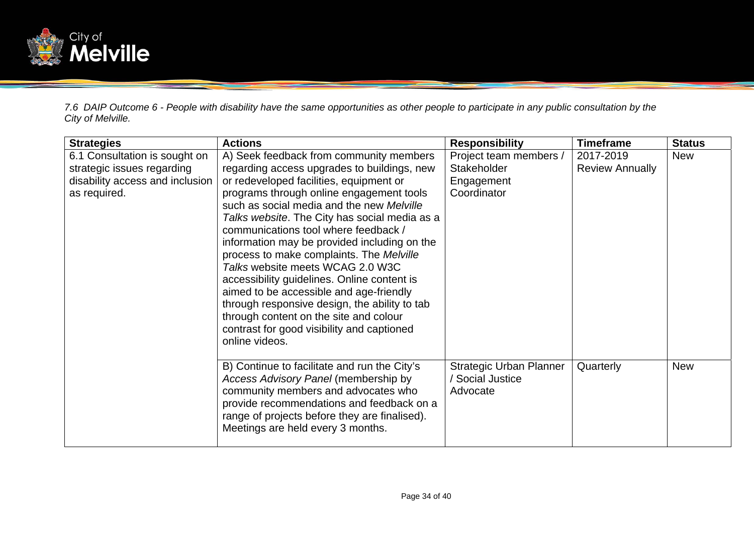*7.6 DAIP Outcome 6 - People with disability have the same opportunities as other people to participate in any public consultation by the City of Melville.*

| Strategies | Actions | Responsibility | Timeframe | Status |
|---|---|---|---|---|
| 6.1 Consultation is sought on strategic issues regarding disability access and inclusion as required. | A) Seek feedback from community members regarding access upgrades to buildings, new or redeveloped facilities, equipment or programs through online engagement tools such as social media and the new *Melville Talks website*. The City has social media as a communications tool where feedback / information may be provided including on the process to make complaints. The *Melville Talks* website meets WCAG 2.0 W3C accessibility guidelines. Online content is aimed to be accessible and age-friendly through responsive design, the ability to tab through content on the site and colour contrast for good visibility and captioned online videos. | Project team members / Stakeholder Engagement Coordinator | 2017-2019 Review Annually | New |
| | B) Continue to facilitate and run the City's *Access Advisory Panel* (membership by community members and advocates who provide recommendations and feedback on a range of projects before they are finalised). Meetings are held every 3 months. | Strategic Urban Planner / Social Justice Advocate | Quarterly | New |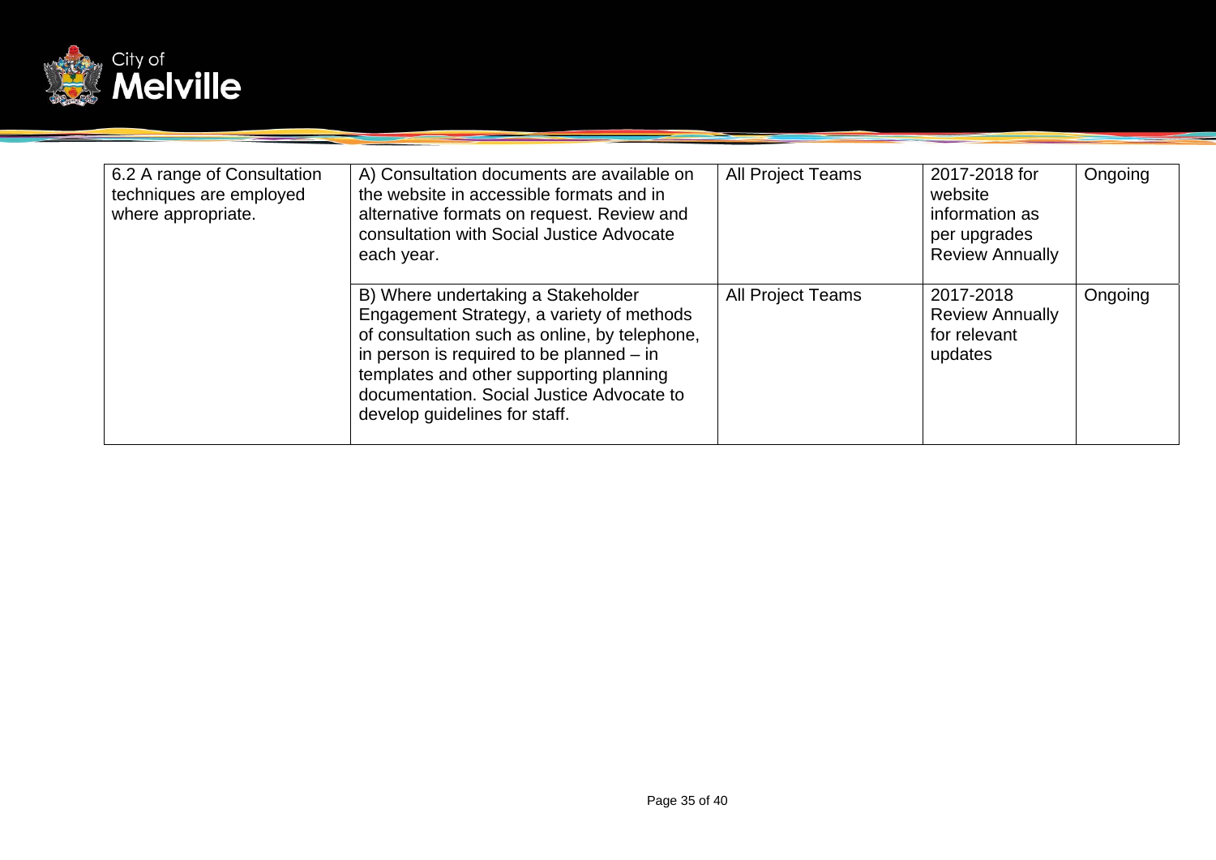| | | | | |
|---|---|---|---|---|
| 6.2 A range of Consultation techniques are employed where appropriate. | A) Consultation documents are available on the website in accessible formats and in alternative formats on request. Review and consultation with Social Justice Advocate each year. | All Project Teams | 2017-2018 for website information as per upgrades Review Annually | Ongoing |
| | B) Where undertaking a Stakeholder Engagement Strategy, a variety of methods of consultation such as online, by telephone, in person is required to be planned – in templates and other supporting planning documentation. Social Justice Advocate to develop guidelines for staff. | All Project Teams | 2017-2018 Review Annually for relevant updates | Ongoing |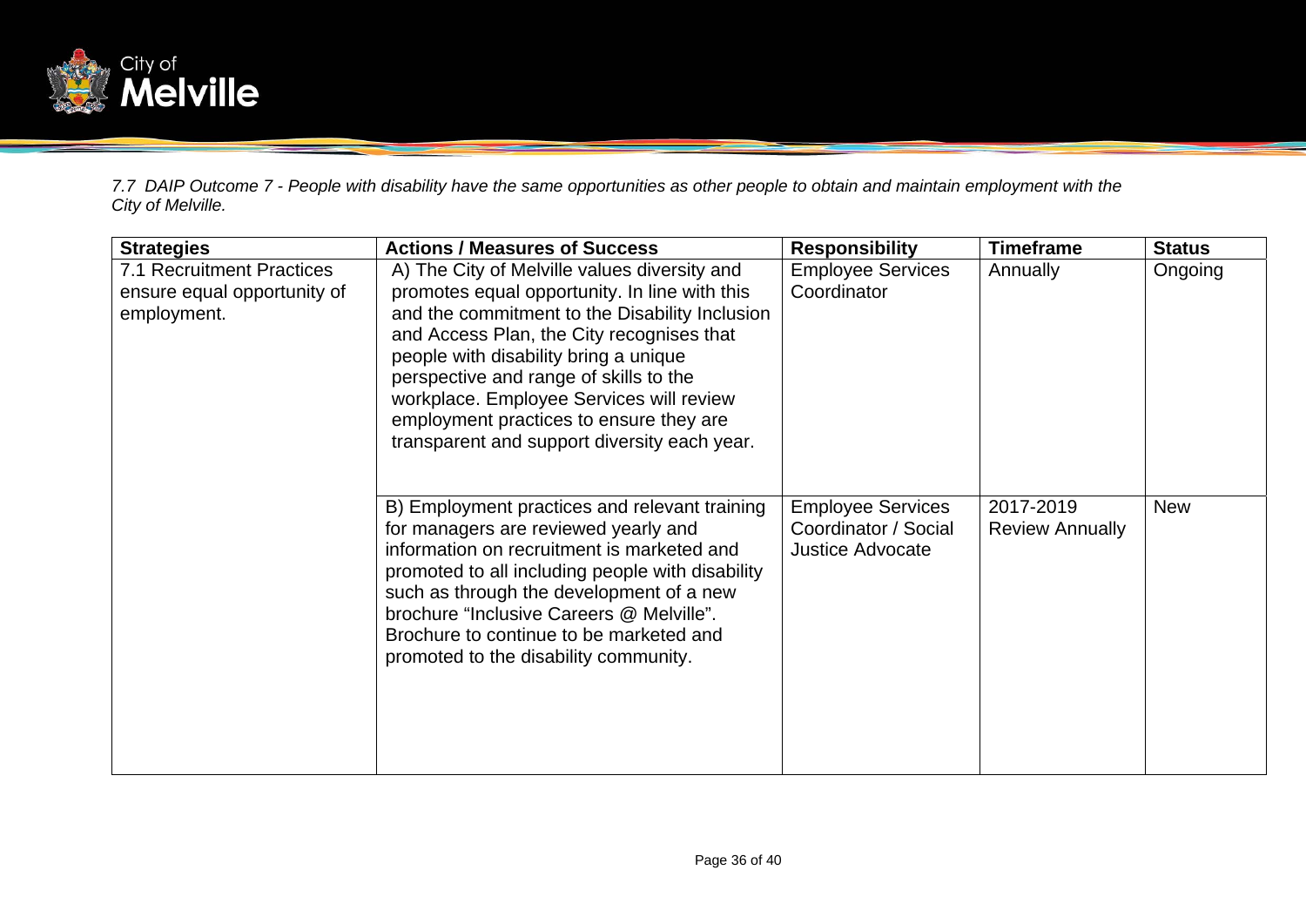*7.7 DAIP Outcome 7 - People with disability have the same opportunities as other people to obtain and maintain employment with the City of Melville.*

| Strategies | Actions / Measures of Success | Responsibility | Timeframe | Status |
|---|---|---|---|---|
| 7.1 Recruitment Practices ensure equal opportunity of employment. | A) The City of Melville values diversity and promotes equal opportunity. In line with this and the commitment to the Disability Inclusion and Access Plan, the City recognises that people with disability bring a unique perspective and range of skills to the workplace. Employee Services will review employment practices to ensure they are transparent and support diversity each year. | Employee Services Coordinator | Annually | Ongoing |
| | B) Employment practices and relevant training for managers are reviewed yearly and information on recruitment is marketed and promoted to all including people with disability such as through the development of a new brochure “Inclusive Careers @ Melville”. Brochure to continue to be marketed and promoted to the disability community. | Employee Services Coordinator / Social Justice Advocate | 2017-2019 Review Annually | New |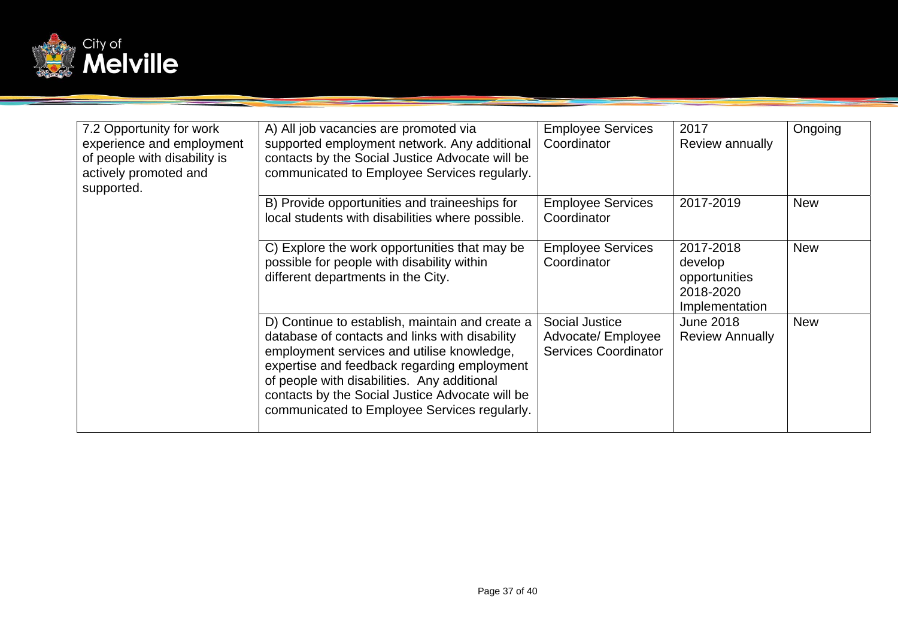| | | | | |
|---|---|---|---|---|
| 7.2 Opportunity for work experience and employment of people with disability is actively promoted and supported. | A) All job vacancies are promoted via supported employment network. Any additional contacts by the Social Justice Advocate will be communicated to Employee Services regularly. | Employee Services Coordinator | 2017<br>Review annually | Ongoing |
| | B) Provide opportunities and traineeships for local students with disabilities where possible. | Employee Services Coordinator | 2017-2019 | New |
| | C) Explore the work opportunities that may be possible for people with disability within different departments in the City. | Employee Services Coordinator | 2017-2018 develop opportunities<br>2018-2020 Implementation | New |
| | D) Continue to establish, maintain and create a database of contacts and links with disability employment services and utilise knowledge, expertise and feedback regarding employment of people with disabilities. Any additional contacts by the Social Justice Advocate will be communicated to Employee Services regularly. | Social Justice Advocate/ Employee Services Coordinator | June 2018<br>Review Annually | New |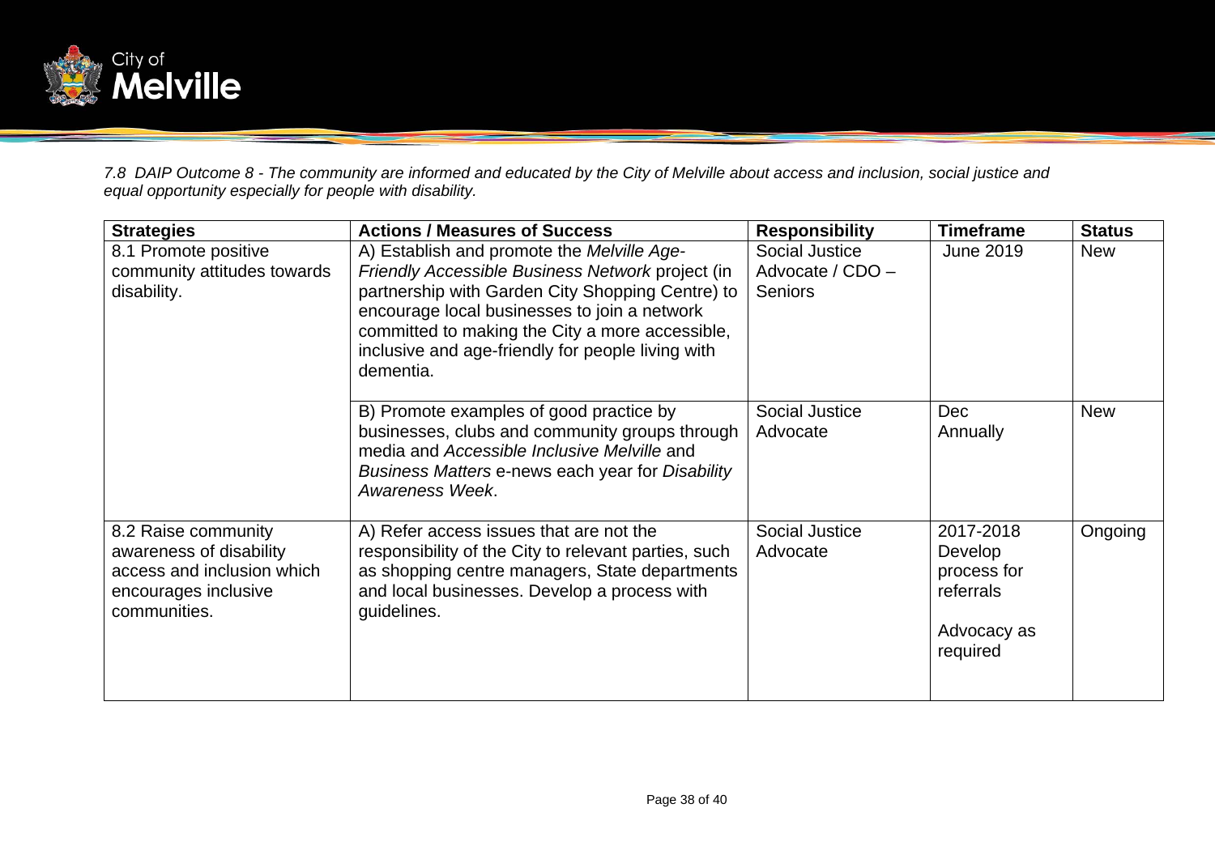*7.8 DAIP Outcome 8 - The community are informed and educated by the City of Melville about access and inclusion, social justice and equal opportunity especially for people with disability.*

| **Strategies** | **Actions / Measures of Success** | **Responsibility** | **Timeframe** | **Status** |
|---|---|---|---|---|
| 8.1 Promote positive community attitudes towards disability. | A) Establish and promote the *Melville Age-Friendly Accessible Business Network* project (in partnership with Garden City Shopping Centre) to encourage local businesses to join a network committed to making the City a more accessible, inclusive and age-friendly for people living with dementia. | Social Justice Advocate / CDO – Seniors | June 2019 | New |
| | B) Promote examples of good practice by businesses, clubs and community groups through media and *Accessible Inclusive Melville* and *Business Matters* e-news each year for *Disability Awareness Week*. | Social Justice Advocate | Dec Annually | New |
| 8.2 Raise community awareness of disability access and inclusion which encourages inclusive communities. | A) Refer access issues that are not the responsibility of the City to relevant parties, such as shopping centre managers, State departments and local businesses. Develop a process with guidelines. | Social Justice Advocate | 2017-2018 Develop process for referrals<br><br>Advocacy as required | Ongoing |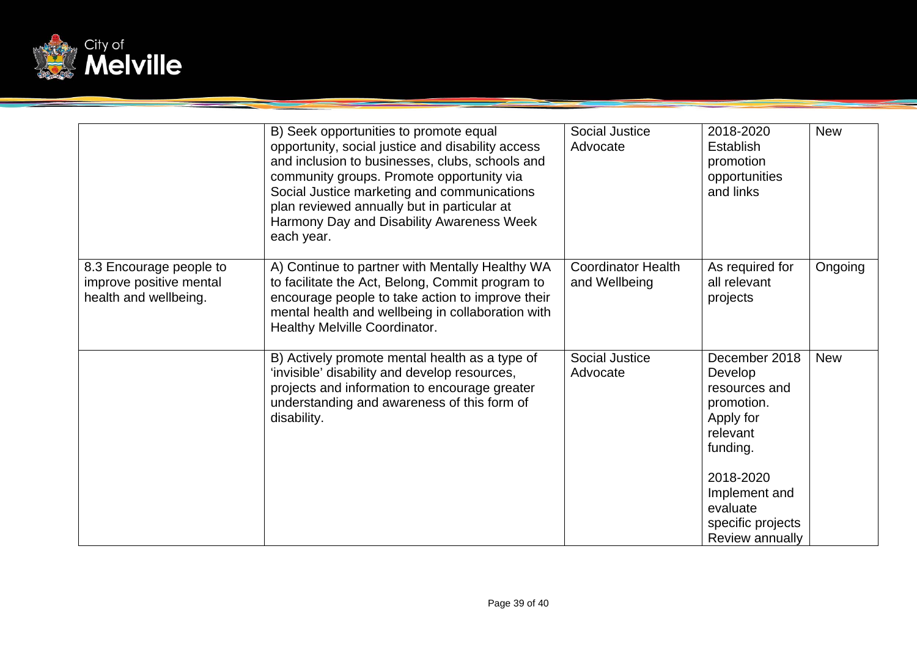|  |  |  |  |  |
|---|---|---|---|---|
|  | B) Seek opportunities to promote equal opportunity, social justice and disability access and inclusion to businesses, clubs, schools and community groups. Promote opportunity via Social Justice marketing and communications plan reviewed annually but in particular at Harmony Day and Disability Awareness Week each year. | Social Justice Advocate | 2018-2020 Establish promotion opportunities and links | New |
| 8.3 Encourage people to improve positive mental health and wellbeing. | A) Continue to partner with Mentally Healthy WA to facilitate the Act, Belong, Commit program to encourage people to take action to improve their mental health and wellbeing in collaboration with Healthy Melville Coordinator. | Coordinator Health and Wellbeing | As required for all relevant projects | Ongoing |
|  | B) Actively promote mental health as a type of 'invisible' disability and develop resources, projects and information to encourage greater understanding and awareness of this form of disability. | Social Justice Advocate | December 2018 Develop resources and promotion. Apply for relevant funding.<br><br>2018-2020 Implement and evaluate specific projects Review annually | New |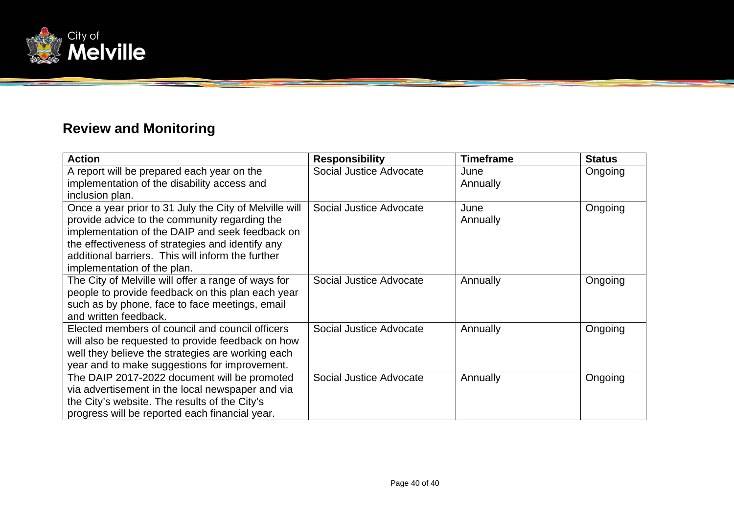## Review and Monitoring

| Action | Responsibility | Timeframe | Status |
|---|---|---|---|
| A report will be prepared each year on the implementation of the disability access and inclusion plan. | Social Justice Advocate | June Annually | Ongoing |
| Once a year prior to 31 July the City of Melville will provide advice to the community regarding the implementation of the DAIP and seek feedback on the effectiveness of strategies and identify any additional barriers. This will inform the further implementation of the plan. | Social Justice Advocate | June Annually | Ongoing |
| The City of Melville will offer a range of ways for people to provide feedback on this plan each year such as by phone, face to face meetings, email and written feedback. | Social Justice Advocate | Annually | Ongoing |
| Elected members of council and council officers will also be requested to provide feedback on how well they believe the strategies are working each year and to make suggestions for improvement. | Social Justice Advocate | Annually | Ongoing |
| The DAIP 2017-2022 document will be promoted via advertisement in the local newspaper and via the City's website. The results of the City's progress will be reported each financial year. | Social Justice Advocate | Annually | Ongoing |